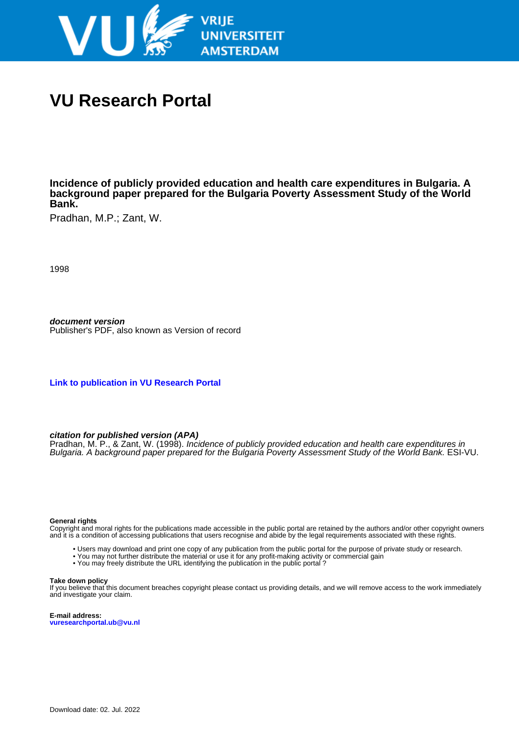# VU Research Portal

**Incidence of publicly provided education and health care expenditures in Bulgaria. A background paper prepared for the Bulgaria Poverty Assessment Study of the World Bank.**

Pradhan, M.P.; Zant, W.

1998

***document version***
Publisher's PDF, also known as Version of record

**Link to publication in VU Research Portal**

***citation for published version (APA)***
Pradhan, M. P., & Zant, W. (1998). *Incidence of publicly provided education and health care expenditures in Bulgaria. A background paper prepared for the Bulgaria Poverty Assessment Study of the World Bank.* ESI-VU.

**General rights**
Copyright and moral rights for the publications made accessible in the public portal are retained by the authors and/or other copyright owners and it is a condition of accessing publications that users recognise and abide by the legal requirements associated with these rights.

- Users may download and print one copy of any publication from the public portal for the purpose of private study or research.
- You may not further distribute the material or use it for any profit-making activity or commercial gain
- You may freely distribute the URL identifying the publication in the public portal ?

**Take down policy**
If you believe that this document breaches copyright please contact us providing details, and we will remove access to the work immediately and investigate your claim.

**E-mail address:**
**vuresearchportal.ub@vu.nl**

Download date: 02. Jul. 2022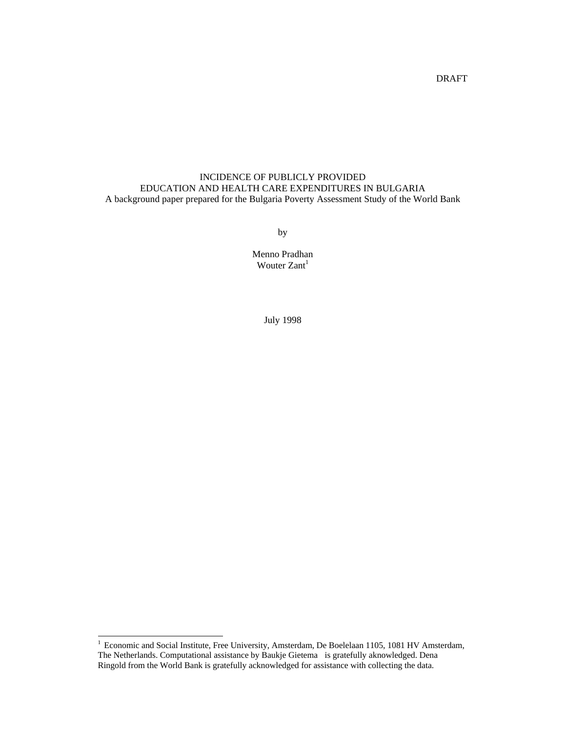DRAFT

# INCIDENCE OF PUBLICLY PROVIDED EDUCATION AND HEALTH CARE EXPENDITURES IN BULGARIA

A background paper prepared for the Bulgaria Poverty Assessment Study of the World Bank

by

Menno Pradhan
Wouter Zant[1]

July 1998

---

[1] Economic and Social Institute, Free University, Amsterdam, De Boelelaan 1105, 1081 HV Amsterdam, The Netherlands. Computational assistance by Baukje Gietema is gratefully aknowledged. Dena Ringold from the World Bank is gratefully acknowledged for assistance with collecting the data.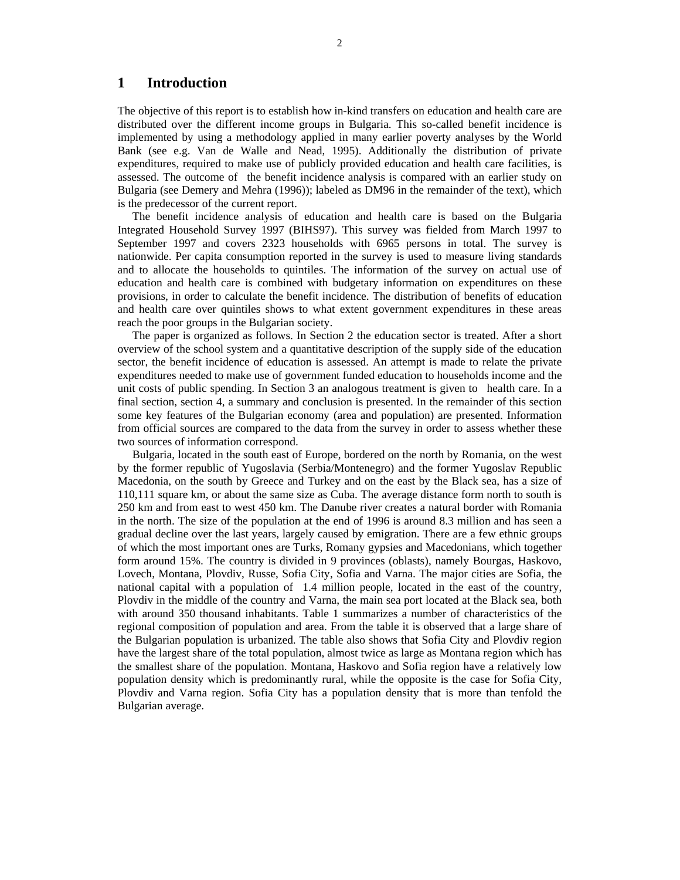# 1 Introduction

The objective of this report is to establish how in-kind transfers on education and health care are distributed over the different income groups in Bulgaria. This so-called benefit incidence is implemented by using a methodology applied in many earlier poverty analyses by the World Bank (see e.g. Van de Walle and Nead, 1995). Additionally the distribution of private expenditures, required to make use of publicly provided education and health care facilities, is assessed. The outcome of the benefit incidence analysis is compared with an earlier study on Bulgaria (see Demery and Mehra (1996)); labeled as DM96 in the remainder of the text), which is the predecessor of the current report.

The benefit incidence analysis of education and health care is based on the Bulgaria Integrated Household Survey 1997 (BIHS97). This survey was fielded from March 1997 to September 1997 and covers 2323 households with 6965 persons in total. The survey is nationwide. Per capita consumption reported in the survey is used to measure living standards and to allocate the households to quintiles. The information of the survey on actual use of education and health care is combined with budgetary information on expenditures on these provisions, in order to calculate the benefit incidence. The distribution of benefits of education and health care over quintiles shows to what extent government expenditures in these areas reach the poor groups in the Bulgarian society.

The paper is organized as follows. In Section 2 the education sector is treated. After a short overview of the school system and a quantitative description of the supply side of the education sector, the benefit incidence of education is assessed. An attempt is made to relate the private expenditures needed to make use of government funded education to households income and the unit costs of public spending. In Section 3 an analogous treatment is given to health care. In a final section, section 4, a summary and conclusion is presented. In the remainder of this section some key features of the Bulgarian economy (area and population) are presented. Information from official sources are compared to the data from the survey in order to assess whether these two sources of information correspond.

Bulgaria, located in the south east of Europe, bordered on the north by Romania, on the west by the former republic of Yugoslavia (Serbia/Montenegro) and the former Yugoslav Republic Macedonia, on the south by Greece and Turkey and on the east by the Black sea, has a size of 110,111 square km, or about the same size as Cuba. The average distance form north to south is 250 km and from east to west 450 km. The Danube river creates a natural border with Romania in the north. The size of the population at the end of 1996 is around 8.3 million and has seen a gradual decline over the last years, largely caused by emigration. There are a few ethnic groups of which the most important ones are Turks, Romany gypsies and Macedonians, which together form around 15%. The country is divided in 9 provinces (oblasts), namely Bourgas, Haskovo, Lovech, Montana, Plovdiv, Russe, Sofia City, Sofia and Varna. The major cities are Sofia, the national capital with a population of 1.4 million people, located in the east of the country, Plovdiv in the middle of the country and Varna, the main sea port located at the Black sea, both with around 350 thousand inhabitants. Table 1 summarizes a number of characteristics of the regional composition of population and area. From the table it is observed that a large share of the Bulgarian population is urbanized. The table also shows that Sofia City and Plovdiv region have the largest share of the total population, almost twice as large as Montana region which has the smallest share of the population. Montana, Haskovo and Sofia region have a relatively low population density which is predominantly rural, while the opposite is the case for Sofia City, Plovdiv and Varna region. Sofia City has a population density that is more than tenfold the Bulgarian average.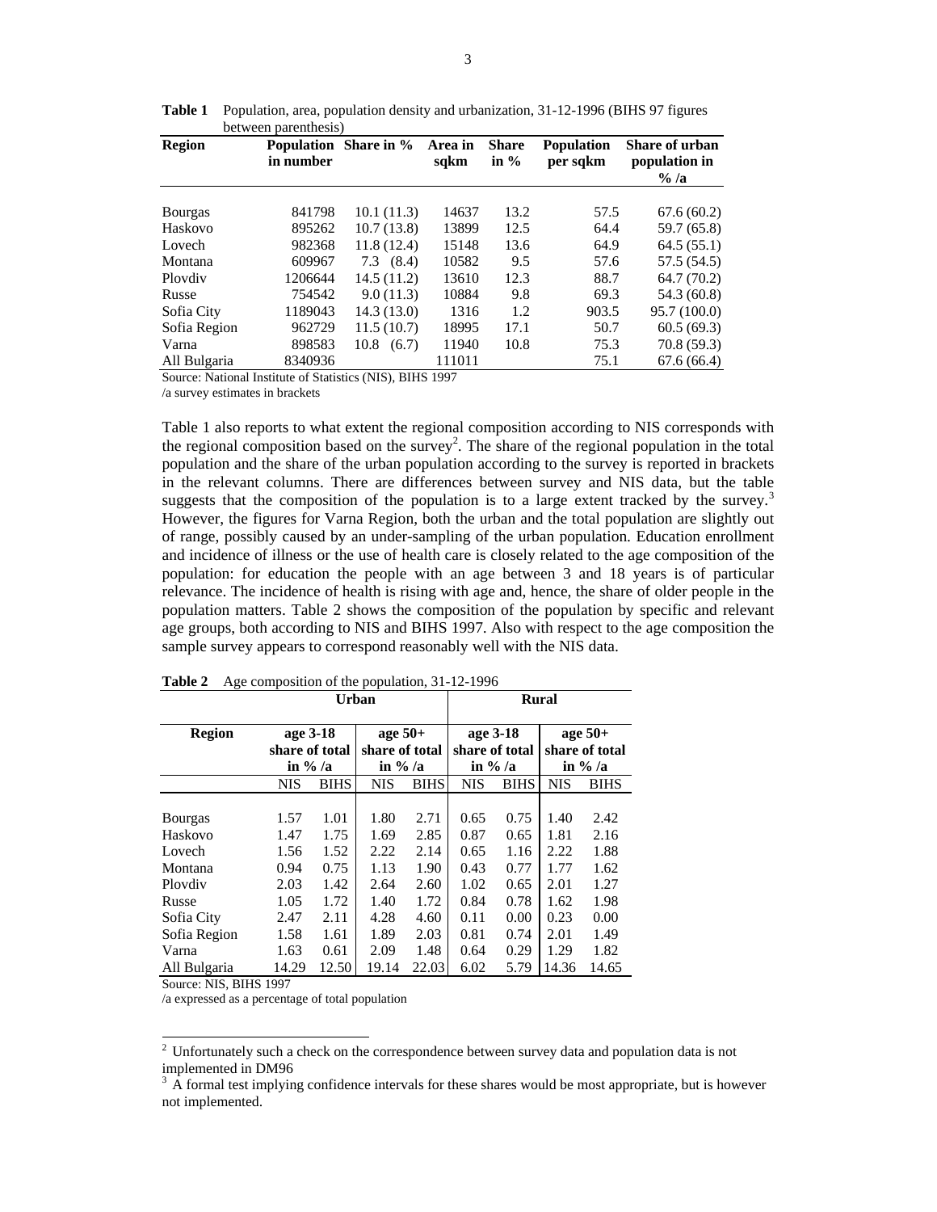**Table 1** Population, area, population density and urbanization, 31-12-1996 (BIHS 97 figures between parenthesis)

| Region | Population in number | Share in % | Area in sqkm | Share in % | Population per sqkm | Share of urban population in % /a |
|---|---|---|---|---|---|---|
| Bourgas | 841798 | 10.1 (11.3) | 14637 | 13.2 | 57.5 | 67.6 (60.2) |
| Haskovo | 895262 | 10.7 (13.8) | 13899 | 12.5 | 64.4 | 59.7 (65.8) |
| Lovech | 982368 | 11.8 (12.4) | 15148 | 13.6 | 64.9 | 64.5 (55.1) |
| Montana | 609967 | 7.3 (8.4) | 10582 | 9.5 | 57.6 | 57.5 (54.5) |
| Plovdiv | 1206644 | 14.5 (11.2) | 13610 | 12.3 | 88.7 | 64.7 (70.2) |
| Russe | 754542 | 9.0 (11.3) | 10884 | 9.8 | 69.3 | 54.3 (60.8) |
| Sofia City | 1189043 | 14.3 (13.0) | 1316 | 1.2 | 903.5 | 95.7 (100.0) |
| Sofia Region | 962729 | 11.5 (10.7) | 18995 | 17.1 | 50.7 | 60.5 (69.3) |
| Varna | 898583 | 10.8 (6.7) | 11940 | 10.8 | 75.3 | 70.8 (59.3) |
| All Bulgaria | 8340936 | | 111011 | | 75.1 | 67.6 (66.4) |

Source: National Institute of Statistics (NIS), BIHS 1997

/a survey estimates in brackets

Table 1 also reports to what extent the regional composition according to NIS corresponds with the regional composition based on the survey[2]. The share of the regional population in the total population and the share of the urban population according to the survey is reported in brackets in the relevant columns. There are differences between survey and NIS data, but the table suggests that the composition of the population is to a large extent tracked by the survey.[3] However, the figures for Varna Region, both the urban and the total population are slightly out of range, possibly caused by an under-sampling of the urban population. Education enrollment and incidence of illness or the use of health care is closely related to the age composition of the population: for education the people with an age between 3 and 18 years is of particular relevance. The incidence of health is rising with age and, hence, the share of older people in the population matters. Table 2 shows the composition of the population by specific and relevant age groups, both according to NIS and BIHS 1997. Also with respect to the age composition the sample survey appears to correspond reasonably well with the NIS data.

**Table 2** Age composition of the population, 31-12-1996

| Region | Urban | | | | Rural | | | |
|---|---|---|---|---|---|---|---|---|
| | age 3-18 share of total in % /a | | age 50+ share of total in % /a | | age 3-18 share of total in % /a | | age 50+ share of total in % /a | |
| | NIS | BIHS | NIS | BIHS | NIS | BIHS | NIS | BIHS |
| Bourgas | 1.57 | 1.01 | 1.80 | 2.71 | 0.65 | 0.75 | 1.40 | 2.42 |
| Haskovo | 1.47 | 1.75 | 1.69 | 2.85 | 0.87 | 0.65 | 1.81 | 2.16 |
| Lovech | 1.56 | 1.52 | 2.22 | 2.14 | 0.65 | 1.16 | 2.22 | 1.88 |
| Montana | 0.94 | 0.75 | 1.13 | 1.90 | 0.43 | 0.77 | 1.77 | 1.62 |
| Plovdiv | 2.03 | 1.42 | 2.64 | 2.60 | 1.02 | 0.65 | 2.01 | 1.27 |
| Russe | 1.05 | 1.72 | 1.40 | 1.72 | 0.84 | 0.78 | 1.62 | 1.98 |
| Sofia City | 2.47 | 2.11 | 4.28 | 4.60 | 0.11 | 0.00 | 0.23 | 0.00 |
| Sofia Region | 1.58 | 1.61 | 1.89 | 2.03 | 0.81 | 0.74 | 2.01 | 1.49 |
| Varna | 1.63 | 0.61 | 2.09 | 1.48 | 0.64 | 0.29 | 1.29 | 1.82 |
| All Bulgaria | 14.29 | 12.50 | 19.14 | 22.03 | 6.02 | 5.79 | 14.36 | 14.65 |

Source: NIS, BIHS 1997

/a expressed as a percentage of total population

[2] Unfortunately such a check on the correspondence between survey data and population data is not implemented in DM96

[3] A formal test implying confidence intervals for these shares would be most appropriate, but is however not implemented.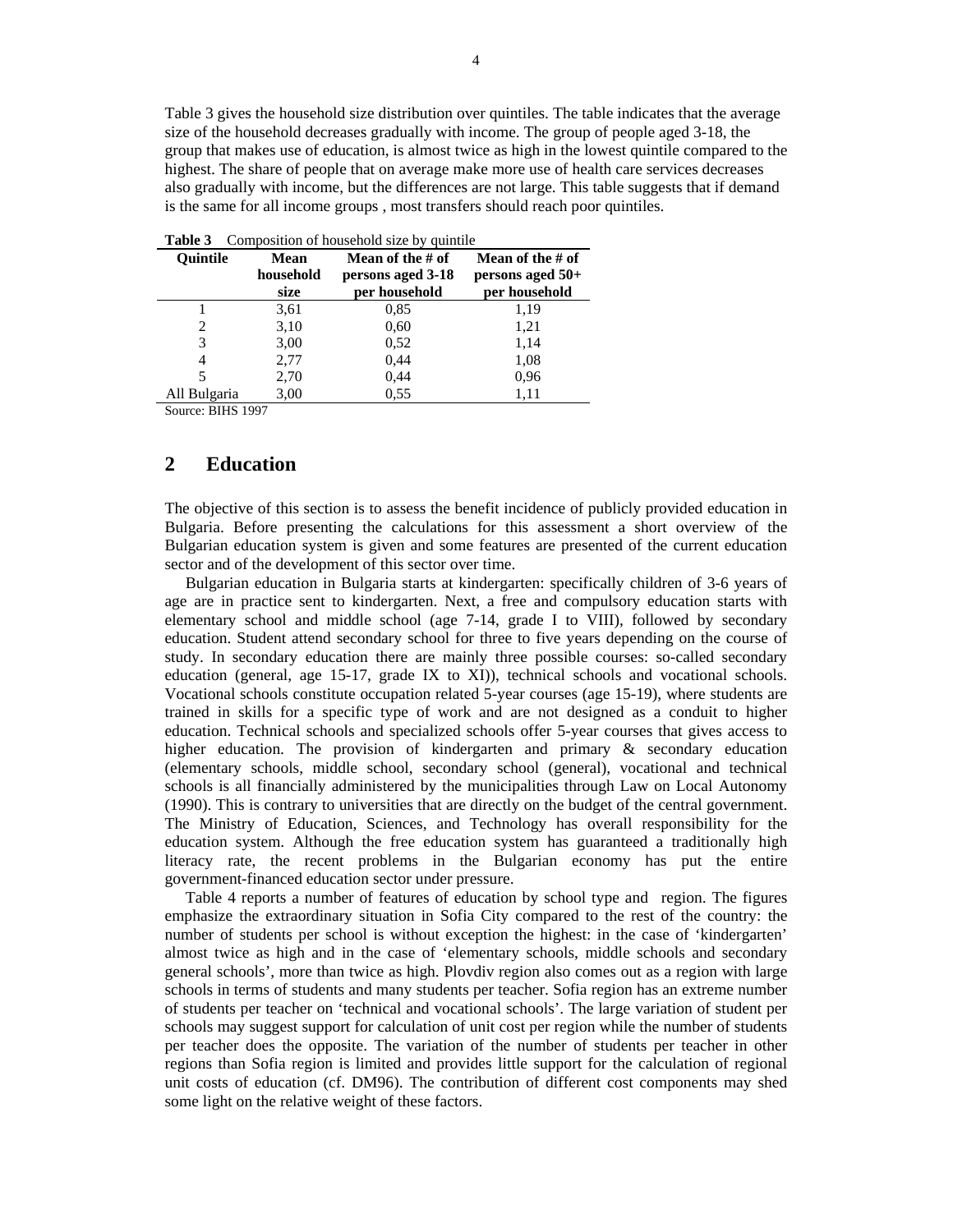Table 3 gives the household size distribution over quintiles. The table indicates that the average size of the household decreases gradually with income. The group of people aged 3-18, the group that makes use of education, is almost twice as high in the lowest quintile compared to the highest. The share of people that on average make more use of health care services decreases also gradually with income, but the differences are not large. This table suggests that if demand is the same for all income groups , most transfers should reach poor quintiles.

**Table 3** Composition of household size by quintile

| Quintile | Mean household size | Mean of the # of persons aged 3-18 per household | Mean of the # of persons aged 50+ per household |
|---|---|---|---|
| 1 | 3,61 | 0,85 | 1,19 |
| 2 | 3,10 | 0,60 | 1,21 |
| 3 | 3,00 | 0,52 | 1,14 |
| 4 | 2,77 | 0,44 | 1,08 |
| 5 | 2,70 | 0,44 | 0,96 |
| All Bulgaria | 3,00 | 0,55 | 1,11 |

Source: BIHS 1997

## 2 Education

The objective of this section is to assess the benefit incidence of publicly provided education in Bulgaria. Before presenting the calculations for this assessment a short overview of the Bulgarian education system is given and some features are presented of the current education sector and of the development of this sector over time.

Bulgarian education in Bulgaria starts at kindergarten: specifically children of 3-6 years of age are in practice sent to kindergarten. Next, a free and compulsory education starts with elementary school and middle school (age 7-14, grade I to VIII), followed by secondary education. Student attend secondary school for three to five years depending on the course of study. In secondary education there are mainly three possible courses: so-called secondary education (general, age 15-17, grade IX to XI)), technical schools and vocational schools. Vocational schools constitute occupation related 5-year courses (age 15-19), where students are trained in skills for a specific type of work and are not designed as a conduit to higher education. Technical schools and specialized schools offer 5-year courses that gives access to higher education. The provision of kindergarten and primary & secondary education (elementary schools, middle school, secondary school (general), vocational and technical schools is all financially administered by the municipalities through Law on Local Autonomy (1990). This is contrary to universities that are directly on the budget of the central government. The Ministry of Education, Sciences, and Technology has overall responsibility for the education system. Although the free education system has guaranteed a traditionally high literacy rate, the recent problems in the Bulgarian economy has put the entire government-financed education sector under pressure.

Table 4 reports a number of features of education by school type and region. The figures emphasize the extraordinary situation in Sofia City compared to the rest of the country: the number of students per school is without exception the highest: in the case of 'kindergarten' almost twice as high and in the case of 'elementary schools, middle schools and secondary general schools', more than twice as high. Plovdiv region also comes out as a region with large schools in terms of students and many students per teacher. Sofia region has an extreme number of students per teacher on 'technical and vocational schools'. The large variation of student per schools may suggest support for calculation of unit cost per region while the number of students per teacher does the opposite. The variation of the number of students per teacher in other regions than Sofia region is limited and provides little support for the calculation of regional unit costs of education (cf. DM96). The contribution of different cost components may shed some light on the relative weight of these factors.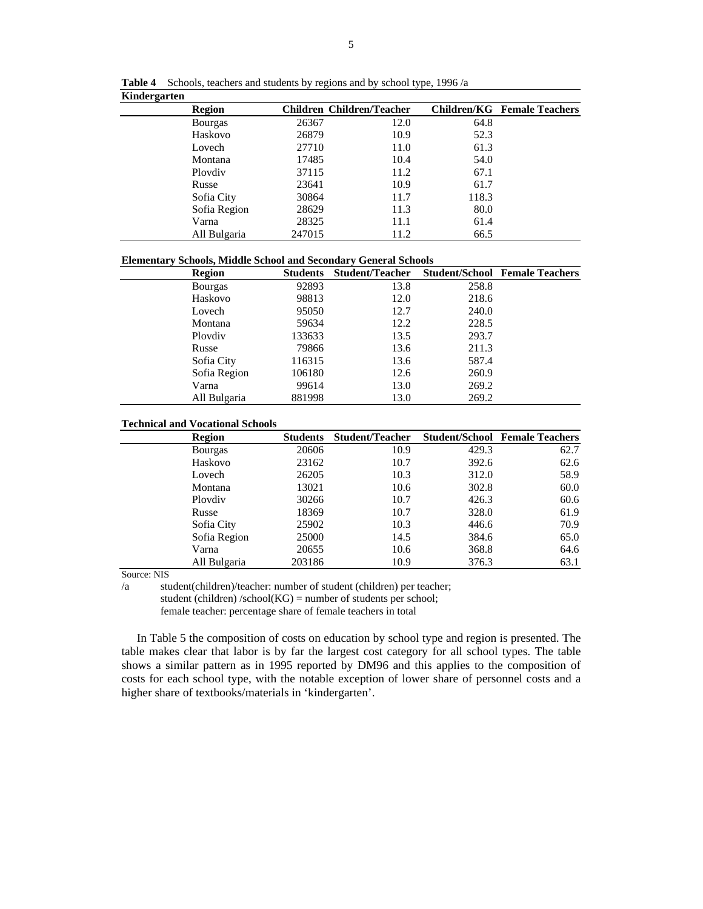**Table 4** Schools, teachers and students by regions and by school type, 1996 /a

**Kindergarten**

| Region | Children | Children/Teacher | Children/KG | Female Teachers |
|---|---|---|---|---|
| Bourgas | 26367 | 12.0 | 64.8 | |
| Haskovo | 26879 | 10.9 | 52.3 | |
| Lovech | 27710 | 11.0 | 61.3 | |
| Montana | 17485 | 10.4 | 54.0 | |
| Plovdiv | 37115 | 11.2 | 67.1 | |
| Russe | 23641 | 10.9 | 61.7 | |
| Sofia City | 30864 | 11.7 | 118.3 | |
| Sofia Region | 28629 | 11.3 | 80.0 | |
| Varna | 28325 | 11.1 | 61.4 | |
| All Bulgaria | 247015 | 11.2 | 66.5 | |

**Elementary Schools, Middle School and Secondary General Schools**

| Region | Students | Student/Teacher | Student/School | Female Teachers |
|---|---|---|---|---|
| Bourgas | 92893 | 13.8 | 258.8 | |
| Haskovo | 98813 | 12.0 | 218.6 | |
| Lovech | 95050 | 12.7 | 240.0 | |
| Montana | 59634 | 12.2 | 228.5 | |
| Plovdiv | 133633 | 13.5 | 293.7 | |
| Russe | 79866 | 13.6 | 211.3 | |
| Sofia City | 116315 | 13.6 | 587.4 | |
| Sofia Region | 106180 | 12.6 | 260.9 | |
| Varna | 99614 | 13.0 | 269.2 | |
| All Bulgaria | 881998 | 13.0 | 269.2 | |

**Technical and Vocational Schools**

| Region | Students | Student/Teacher | Student/School | Female Teachers |
|---|---|---|---|---|
| Bourgas | 20606 | 10.9 | 429.3 | 62.7 |
| Haskovo | 23162 | 10.7 | 392.6 | 62.6 |
| Lovech | 26205 | 10.3 | 312.0 | 58.9 |
| Montana | 13021 | 10.6 | 302.8 | 60.0 |
| Plovdiv | 30266 | 10.7 | 426.3 | 60.6 |
| Russe | 18369 | 10.7 | 328.0 | 61.9 |
| Sofia City | 25902 | 10.3 | 446.6 | 70.9 |
| Sofia Region | 25000 | 14.5 | 384.6 | 65.0 |
| Varna | 20655 | 10.6 | 368.8 | 64.6 |
| All Bulgaria | 203186 | 10.9 | 376.3 | 63.1 |

Source: NIS

/a student(children)/teacher: number of student (children) per teacher;
student (children) /school(KG) = number of students per school;
female teacher: percentage share of female teachers in total

In Table 5 the composition of costs on education by school type and region is presented. The table makes clear that labor is by far the largest cost category for all school types. The table shows a similar pattern as in 1995 reported by DM96 and this applies to the composition of costs for each school type, with the notable exception of lower share of personnel costs and a higher share of textbooks/materials in 'kindergarten'.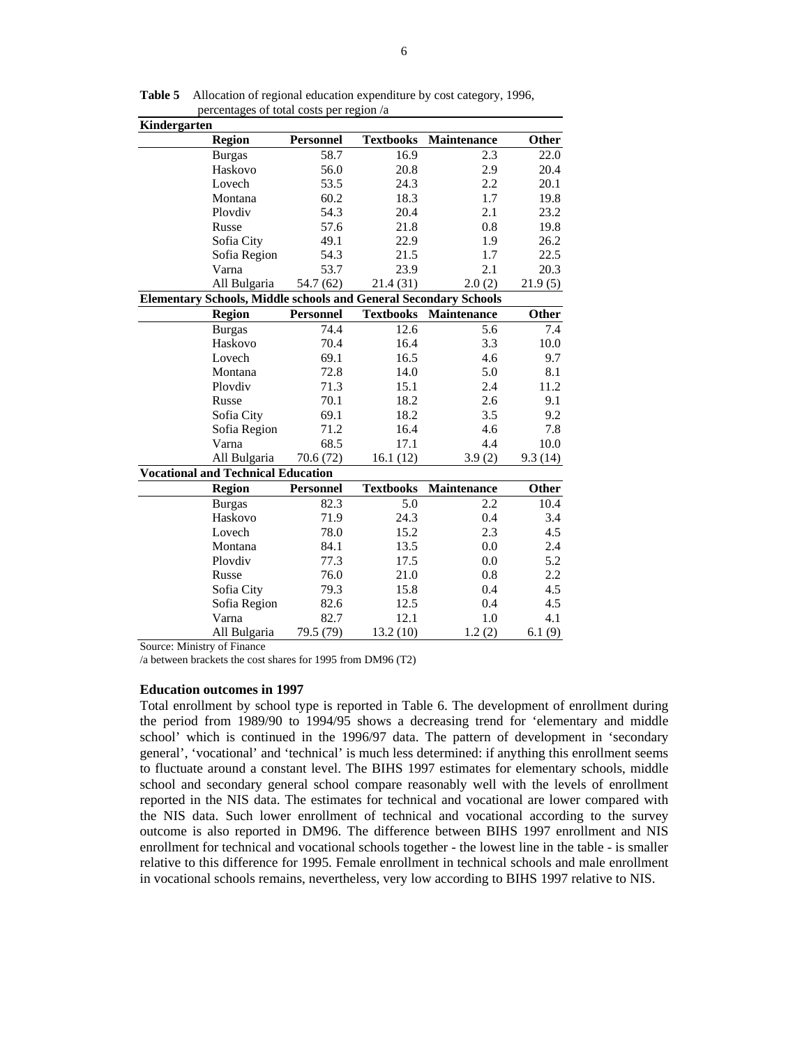**Table 5** Allocation of regional education expenditure by cost category, 1996, percentages of total costs per region /a

| Kindergarten | | | | |
|---|---|---|---|---|
| **Region** | **Personnel** | **Textbooks** | **Maintenance** | **Other** |
| Burgas | 58.7 | 16.9 | 2.3 | 22.0 |
| Haskovo | 56.0 | 20.8 | 2.9 | 20.4 |
| Lovech | 53.5 | 24.3 | 2.2 | 20.1 |
| Montana | 60.2 | 18.3 | 1.7 | 19.8 |
| Plovdiv | 54.3 | 20.4 | 2.1 | 23.2 |
| Russe | 57.6 | 21.8 | 0.8 | 19.8 |
| Sofia City | 49.1 | 22.9 | 1.9 | 26.2 |
| Sofia Region | 54.3 | 21.5 | 1.7 | 22.5 |
| Varna | 53.7 | 23.9 | 2.1 | 20.3 |
| All Bulgaria | 54.7 (62) | 21.4 (31) | 2.0 (2) | 21.9 (5) |
| **Elementary Schools, Middle schools and General Secondary Schools** | | | | |
| **Region** | **Personnel** | **Textbooks** | **Maintenance** | **Other** |
| Burgas | 74.4 | 12.6 | 5.6 | 7.4 |
| Haskovo | 70.4 | 16.4 | 3.3 | 10.0 |
| Lovech | 69.1 | 16.5 | 4.6 | 9.7 |
| Montana | 72.8 | 14.0 | 5.0 | 8.1 |
| Plovdiv | 71.3 | 15.1 | 2.4 | 11.2 |
| Russe | 70.1 | 18.2 | 2.6 | 9.1 |
| Sofia City | 69.1 | 18.2 | 3.5 | 9.2 |
| Sofia Region | 71.2 | 16.4 | 4.6 | 7.8 |
| Varna | 68.5 | 17.1 | 4.4 | 10.0 |
| All Bulgaria | 70.6 (72) | 16.1 (12) | 3.9 (2) | 9.3 (14) |
| **Vocational and Technical Education** | | | | |
| **Region** | **Personnel** | **Textbooks** | **Maintenance** | **Other** |
| Burgas | 82.3 | 5.0 | 2.2 | 10.4 |
| Haskovo | 71.9 | 24.3 | 0.4 | 3.4 |
| Lovech | 78.0 | 15.2 | 2.3 | 4.5 |
| Montana | 84.1 | 13.5 | 0.0 | 2.4 |
| Plovdiv | 77.3 | 17.5 | 0.0 | 5.2 |
| Russe | 76.0 | 21.0 | 0.8 | 2.2 |
| Sofia City | 79.3 | 15.8 | 0.4 | 4.5 |
| Sofia Region | 82.6 | 12.5 | 0.4 | 4.5 |
| Varna | 82.7 | 12.1 | 1.0 | 4.1 |
| All Bulgaria | 79.5 (79) | 13.2 (10) | 1.2 (2) | 6.1 (9) |

Source: Ministry of Finance

/a between brackets the cost shares for 1995 from DM96 (T2)

**Education outcomes in 1997**

Total enrollment by school type is reported in Table 6. The development of enrollment during the period from 1989/90 to 1994/95 shows a decreasing trend for 'elementary and middle school' which is continued in the 1996/97 data. The pattern of development in 'secondary general', 'vocational' and 'technical' is much less determined: if anything this enrollment seems to fluctuate around a constant level. The BIHS 1997 estimates for elementary schools, middle school and secondary general school compare reasonably well with the levels of enrollment reported in the NIS data. The estimates for technical and vocational are lower compared with the NIS data. Such lower enrollment of technical and vocational according to the survey outcome is also reported in DM96. The difference between BIHS 1997 enrollment and NIS enrollment for technical and vocational schools together - the lowest line in the table - is smaller relative to this difference for 1995. Female enrollment in technical schools and male enrollment in vocational schools remains, nevertheless, very low according to BIHS 1997 relative to NIS.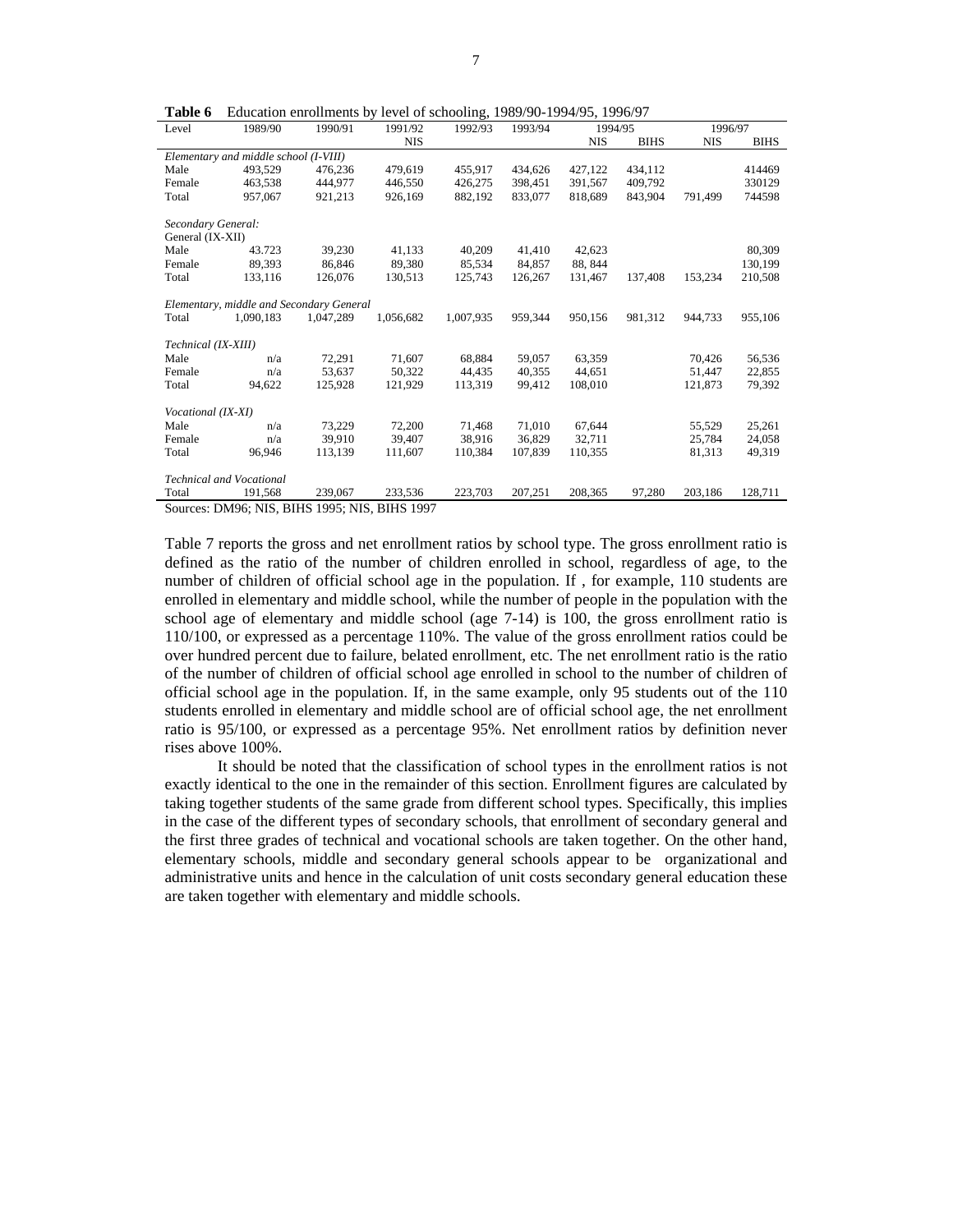**Table 6** Education enrollments by level of schooling, 1989/90-1994/95, 1996/97

| Level | 1989/90 | 1990/91 | 1991/92 | 1992/93 | 1993/94 | 1994/95 | | 1996/97 | |
|---|---|---|---|---|---|---|---|---|---|
| | | | NIS | | | NIS | BIHS | NIS | BIHS |
| *Elementary and middle school (I-VIII)* | | | | | | | | | |
| Male | 493,529 | 476,236 | 479,619 | 455,917 | 434,626 | 427,122 | 434,112 | | 414469 |
| Female | 463,538 | 444,977 | 446,550 | 426,275 | 398,451 | 391,567 | 409,792 | | 330129 |
| Total | 957,067 | 921,213 | 926,169 | 882,192 | 833,077 | 818,689 | 843,904 | 791,499 | 744598 |
| *Secondary General:* | | | | | | | | | |
| General (IX-XII) | | | | | | | | | |
| Male | 43.723 | 39,230 | 41,133 | 40,209 | 41,410 | 42,623 | | | 80,309 |
| Female | 89,393 | 86,846 | 89,380 | 85,534 | 84,857 | 88, 844 | | | 130,199 |
| Total | 133,116 | 126,076 | 130,513 | 125,743 | 126,267 | 131,467 | 137,408 | 153,234 | 210,508 |
| *Elementary, middle and Secondary General* | | | | | | | | | |
| Total | 1,090,183 | 1,047,289 | 1,056,682 | 1,007,935 | 959,344 | 950,156 | 981,312 | 944,733 | 955,106 |
| *Technical (IX-XIII)* | | | | | | | | | |
| Male | n/a | 72,291 | 71,607 | 68,884 | 59,057 | 63,359 | | 70,426 | 56,536 |
| Female | n/a | 53,637 | 50,322 | 44,435 | 40,355 | 44,651 | | 51,447 | 22,855 |
| Total | 94,622 | 125,928 | 121,929 | 113,319 | 99,412 | 108,010 | | 121,873 | 79,392 |
| *Vocational (IX-XI)* | | | | | | | | | |
| Male | n/a | 73,229 | 72,200 | 71,468 | 71,010 | 67,644 | | 55,529 | 25,261 |
| Female | n/a | 39,910 | 39,407 | 38,916 | 36,829 | 32,711 | | 25,784 | 24,058 |
| Total | 96,946 | 113,139 | 111,607 | 110,384 | 107,839 | 110,355 | | 81,313 | 49,319 |
| *Technical and Vocational* | | | | | | | | | |
| Total | 191,568 | 239,067 | 233,536 | 223,703 | 207,251 | 208,365 | 97,280 | 203,186 | 128,711 |

Sources: DM96; NIS, BIHS 1995; NIS, BIHS 1997

Table 7 reports the gross and net enrollment ratios by school type. The gross enrollment ratio is defined as the ratio of the number of children enrolled in school, regardless of age, to the number of children of official school age in the population. If , for example, 110 students are enrolled in elementary and middle school, while the number of people in the population with the school age of elementary and middle school (age 7-14) is 100, the gross enrollment ratio is 110/100, or expressed as a percentage 110%. The value of the gross enrollment ratios could be over hundred percent due to failure, belated enrollment, etc. The net enrollment ratio is the ratio of the number of children of official school age enrolled in school to the number of children of official school age in the population. If, in the same example, only 95 students out of the 110 students enrolled in elementary and middle school are of official school age, the net enrollment ratio is 95/100, or expressed as a percentage 95%. Net enrollment ratios by definition never rises above 100%.

It should be noted that the classification of school types in the enrollment ratios is not exactly identical to the one in the remainder of this section. Enrollment figures are calculated by taking together students of the same grade from different school types. Specifically, this implies in the case of the different types of secondary schools, that enrollment of secondary general and the first three grades of technical and vocational schools are taken together. On the other hand, elementary schools, middle and secondary general schools appear to be organizational and administrative units and hence in the calculation of unit costs secondary general education these are taken together with elementary and middle schools.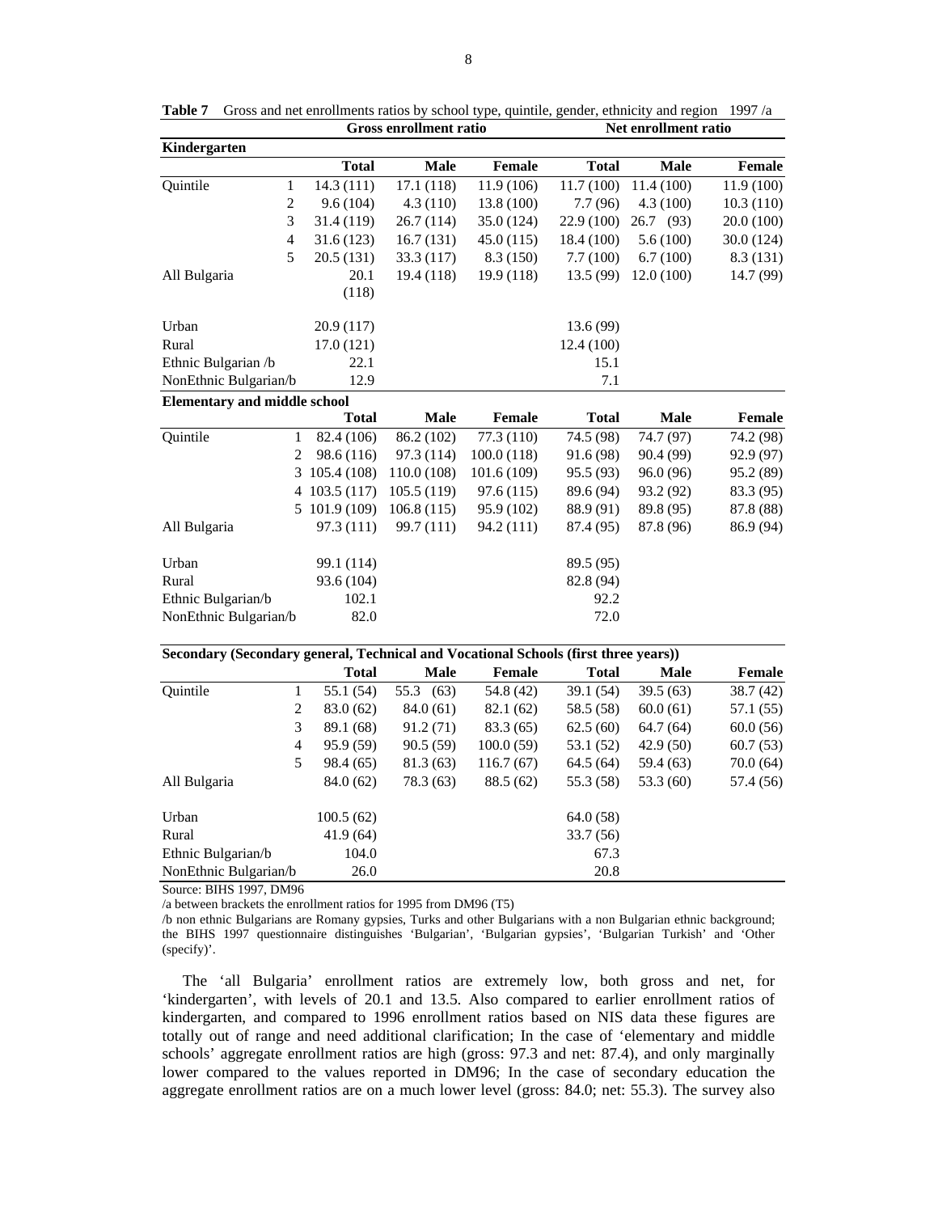**Table 7** Gross and net enrollments ratios by school type, quintile, gender, ethnicity and region 1997 /a

| | | Gross enrollment ratio | | | Net enrollment ratio | | |
|---|---|---|---|---|---|---|---|
| **Kindergarten** | | | | | | | |
| | | **Total** | **Male** | **Female** | **Total** | **Male** | **Female** |
| Quintile | 1 | 14.3 (111) | 17.1 (118) | 11.9 (106) | 11.7 (100) | 11.4 (100) | 11.9 (100) |
| | 2 | 9.6 (104) | 4.3 (110) | 13.8 (100) | 7.7 (96) | 4.3 (100) | 10.3 (110) |
| | 3 | 31.4 (119) | 26.7 (114) | 35.0 (124) | 22.9 (100) | 26.7 (93) | 20.0 (100) |
| | 4 | 31.6 (123) | 16.7 (131) | 45.0 (115) | 18.4 (100) | 5.6 (100) | 30.0 (124) |
| | 5 | 20.5 (131) | 33.3 (117) | 8.3 (150) | 7.7 (100) | 6.7 (100) | 8.3 (131) |
| All Bulgaria | | 20.1 (118) | 19.4 (118) | 19.9 (118) | 13.5 (99) | 12.0 (100) | 14.7 (99) |
| Urban | | 20.9 (117) | | | 13.6 (99) | | |
| Rural | | 17.0 (121) | | | 12.4 (100) | | |
| Ethnic Bulgarian /b | | 22.1 | | | 15.1 | | |
| NonEthnic Bulgarian/b | | 12.9 | | | 7.1 | | |
| **Elementary and middle school** | | | | | | | |
| | | **Total** | **Male** | **Female** | **Total** | **Male** | **Female** |
| Quintile | 1 | 82.4 (106) | 86.2 (102) | 77.3 (110) | 74.5 (98) | 74.7 (97) | 74.2 (98) |
| | 2 | 98.6 (116) | 97.3 (114) | 100.0 (118) | 91.6 (98) | 90.4 (99) | 92.9 (97) |
| | 3 | 105.4 (108) | 110.0 (108) | 101.6 (109) | 95.5 (93) | 96.0 (96) | 95.2 (89) |
| | 4 | 103.5 (117) | 105.5 (119) | 97.6 (115) | 89.6 (94) | 93.2 (92) | 83.3 (95) |
| | 5 | 101.9 (109) | 106.8 (115) | 95.9 (102) | 88.9 (91) | 89.8 (95) | 87.8 (88) |
| All Bulgaria | | 97.3 (111) | 99.7 (111) | 94.2 (111) | 87.4 (95) | 87.8 (96) | 86.9 (94) |
| Urban | | 99.1 (114) | | | 89.5 (95) | | |
| Rural | | 93.6 (104) | | | 82.8 (94) | | |
| Ethnic Bulgarian/b | | 102.1 | | | 92.2 | | |
| NonEthnic Bulgarian/b | | 82.0 | | | 72.0 | | |
| **Secondary (Secondary general, Technical and Vocational Schools (first three years))** | | | | | | | |
| | | **Total** | **Male** | **Female** | **Total** | **Male** | **Female** |
| Quintile | 1 | 55.1 (54) | 55.3 (63) | 54.8 (42) | 39.1 (54) | 39.5 (63) | 38.7 (42) |
| | 2 | 83.0 (62) | 84.0 (61) | 82.1 (62) | 58.5 (58) | 60.0 (61) | 57.1 (55) |
| | 3 | 89.1 (68) | 91.2 (71) | 83.3 (65) | 62.5 (60) | 64.7 (64) | 60.0 (56) |
| | 4 | 95.9 (59) | 90.5 (59) | 100.0 (59) | 53.1 (52) | 42.9 (50) | 60.7 (53) |
| | 5 | 98.4 (65) | 81.3 (63) | 116.7 (67) | 64.5 (64) | 59.4 (63) | 70.0 (64) |
| All Bulgaria | | 84.0 (62) | 78.3 (63) | 88.5 (62) | 55.3 (58) | 53.3 (60) | 57.4 (56) |
| Urban | | 100.5 (62) | | | 64.0 (58) | | |
| Rural | | 41.9 (64) | | | 33.7 (56) | | |
| Ethnic Bulgarian/b | | 104.0 | | | 67.3 | | |
| NonEthnic Bulgarian/b | | 26.0 | | | 20.8 | | |

Source: BIHS 1997, DM96

/a between brackets the enrollment ratios for 1995 from DM96 (T5)

/b non ethnic Bulgarians are Romany gypsies, Turks and other Bulgarians with a non Bulgarian ethnic background; the BIHS 1997 questionnaire distinguishes 'Bulgarian', 'Bulgarian gypsies', 'Bulgarian Turkish' and 'Other (specify)'.

The 'all Bulgaria' enrollment ratios are extremely low, both gross and net, for 'kindergarten', with levels of 20.1 and 13.5. Also compared to earlier enrollment ratios of kindergarten, and compared to 1996 enrollment ratios based on NIS data these figures are totally out of range and need additional clarification; In the case of 'elementary and middle schools' aggregate enrollment ratios are high (gross: 97.3 and net: 87.4), and only marginally lower compared to the values reported in DM96; In the case of secondary education the aggregate enrollment ratios are on a much lower level (gross: 84.0; net: 55.3). The survey also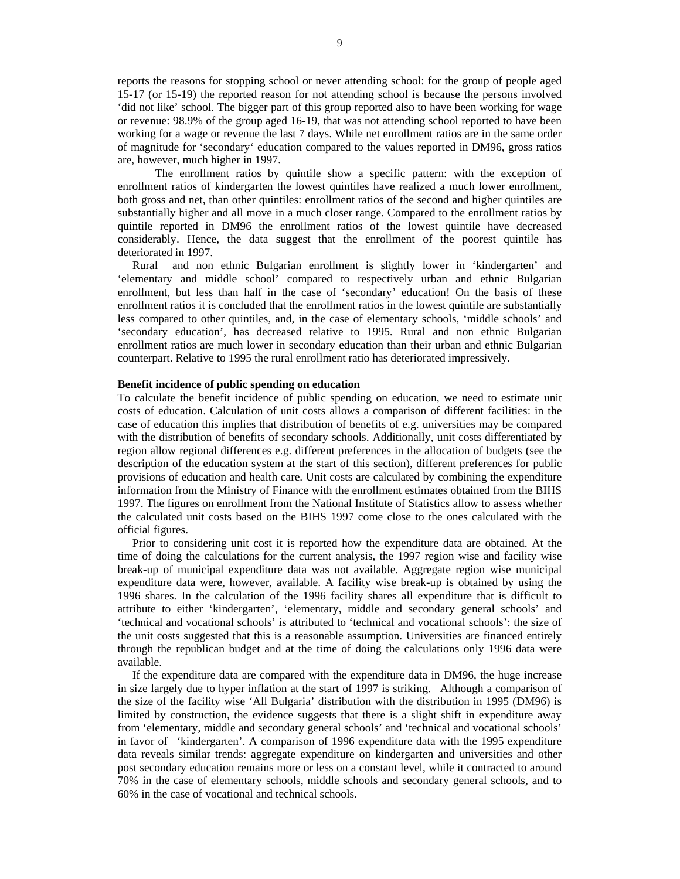reports the reasons for stopping school or never attending school: for the group of people aged 15-17 (or 15-19) the reported reason for not attending school is because the persons involved 'did not like' school. The bigger part of this group reported also to have been working for wage or revenue: 98.9% of the group aged 16-19, that was not attending school reported to have been working for a wage or revenue the last 7 days. While net enrollment ratios are in the same order of magnitude for 'secondary' education compared to the values reported in DM96, gross ratios are, however, much higher in 1997.

The enrollment ratios by quintile show a specific pattern: with the exception of enrollment ratios of kindergarten the lowest quintiles have realized a much lower enrollment, both gross and net, than other quintiles: enrollment ratios of the second and higher quintiles are substantially higher and all move in a much closer range. Compared to the enrollment ratios by quintile reported in DM96 the enrollment ratios of the lowest quintile have decreased considerably. Hence, the data suggest that the enrollment of the poorest quintile has deteriorated in 1997.

Rural and non ethnic Bulgarian enrollment is slightly lower in 'kindergarten' and 'elementary and middle school' compared to respectively urban and ethnic Bulgarian enrollment, but less than half in the case of 'secondary' education! On the basis of these enrollment ratios it is concluded that the enrollment ratios in the lowest quintile are substantially less compared to other quintiles, and, in the case of elementary schools, 'middle schools' and 'secondary education', has decreased relative to 1995. Rural and non ethnic Bulgarian enrollment ratios are much lower in secondary education than their urban and ethnic Bulgarian counterpart. Relative to 1995 the rural enrollment ratio has deteriorated impressively.

**Benefit incidence of public spending on education**

To calculate the benefit incidence of public spending on education, we need to estimate unit costs of education. Calculation of unit costs allows a comparison of different facilities: in the case of education this implies that distribution of benefits of e.g. universities may be compared with the distribution of benefits of secondary schools. Additionally, unit costs differentiated by region allow regional differences e.g. different preferences in the allocation of budgets (see the description of the education system at the start of this section), different preferences for public provisions of education and health care. Unit costs are calculated by combining the expenditure information from the Ministry of Finance with the enrollment estimates obtained from the BIHS 1997. The figures on enrollment from the National Institute of Statistics allow to assess whether the calculated unit costs based on the BIHS 1997 come close to the ones calculated with the official figures.

Prior to considering unit cost it is reported how the expenditure data are obtained. At the time of doing the calculations for the current analysis, the 1997 region wise and facility wise break-up of municipal expenditure data was not available. Aggregate region wise municipal expenditure data were, however, available. A facility wise break-up is obtained by using the 1996 shares. In the calculation of the 1996 facility shares all expenditure that is difficult to attribute to either 'kindergarten', 'elementary, middle and secondary general schools' and 'technical and vocational schools' is attributed to 'technical and vocational schools': the size of the unit costs suggested that this is a reasonable assumption. Universities are financed entirely through the republican budget and at the time of doing the calculations only 1996 data were available.

If the expenditure data are compared with the expenditure data in DM96, the huge increase in size largely due to hyper inflation at the start of 1997 is striking. Although a comparison of the size of the facility wise 'All Bulgaria' distribution with the distribution in 1995 (DM96) is limited by construction, the evidence suggests that there is a slight shift in expenditure away from 'elementary, middle and secondary general schools' and 'technical and vocational schools' in favor of 'kindergarten'. A comparison of 1996 expenditure data with the 1995 expenditure data reveals similar trends: aggregate expenditure on kindergarten and universities and other post secondary education remains more or less on a constant level, while it contracted to around 70% in the case of elementary schools, middle schools and secondary general schools, and to 60% in the case of vocational and technical schools.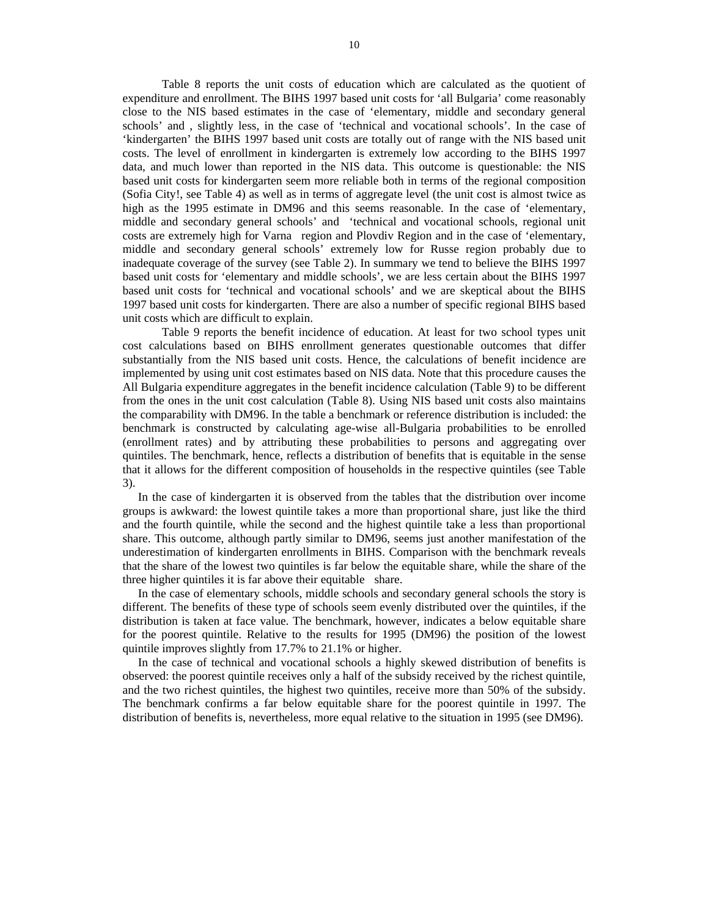Table 8 reports the unit costs of education which are calculated as the quotient of expenditure and enrollment. The BIHS 1997 based unit costs for 'all Bulgaria' come reasonably close to the NIS based estimates in the case of 'elementary, middle and secondary general schools' and , slightly less, in the case of 'technical and vocational schools'. In the case of 'kindergarten' the BIHS 1997 based unit costs are totally out of range with the NIS based unit costs. The level of enrollment in kindergarten is extremely low according to the BIHS 1997 data, and much lower than reported in the NIS data. This outcome is questionable: the NIS based unit costs for kindergarten seem more reliable both in terms of the regional composition (Sofia City!, see Table 4) as well as in terms of aggregate level (the unit cost is almost twice as high as the 1995 estimate in DM96 and this seems reasonable. In the case of 'elementary, middle and secondary general schools' and 'technical and vocational schools, regional unit costs are extremely high for Varna region and Plovdiv Region and in the case of 'elementary, middle and secondary general schools' extremely low for Russe region probably due to inadequate coverage of the survey (see Table 2). In summary we tend to believe the BIHS 1997 based unit costs for 'elementary and middle schools', we are less certain about the BIHS 1997 based unit costs for 'technical and vocational schools' and we are skeptical about the BIHS 1997 based unit costs for kindergarten. There are also a number of specific regional BIHS based unit costs which are difficult to explain.

Table 9 reports the benefit incidence of education. At least for two school types unit cost calculations based on BIHS enrollment generates questionable outcomes that differ substantially from the NIS based unit costs. Hence, the calculations of benefit incidence are implemented by using unit cost estimates based on NIS data. Note that this procedure causes the All Bulgaria expenditure aggregates in the benefit incidence calculation (Table 9) to be different from the ones in the unit cost calculation (Table 8). Using NIS based unit costs also maintains the comparability with DM96. In the table a benchmark or reference distribution is included: the benchmark is constructed by calculating age-wise all-Bulgaria probabilities to be enrolled (enrollment rates) and by attributing these probabilities to persons and aggregating over quintiles. The benchmark, hence, reflects a distribution of benefits that is equitable in the sense that it allows for the different composition of households in the respective quintiles (see Table 3).

In the case of kindergarten it is observed from the tables that the distribution over income groups is awkward: the lowest quintile takes a more than proportional share, just like the third and the fourth quintile, while the second and the highest quintile take a less than proportional share. This outcome, although partly similar to DM96, seems just another manifestation of the underestimation of kindergarten enrollments in BIHS. Comparison with the benchmark reveals that the share of the lowest two quintiles is far below the equitable share, while the share of the three higher quintiles it is far above their equitable share.

In the case of elementary schools, middle schools and secondary general schools the story is different. The benefits of these type of schools seem evenly distributed over the quintiles, if the distribution is taken at face value. The benchmark, however, indicates a below equitable share for the poorest quintile. Relative to the results for 1995 (DM96) the position of the lowest quintile improves slightly from 17.7% to 21.1% or higher.

In the case of technical and vocational schools a highly skewed distribution of benefits is observed: the poorest quintile receives only a half of the subsidy received by the richest quintile, and the two richest quintiles, the highest two quintiles, receive more than 50% of the subsidy. The benchmark confirms a far below equitable share for the poorest quintile in 1997. The distribution of benefits is, nevertheless, more equal relative to the situation in 1995 (see DM96).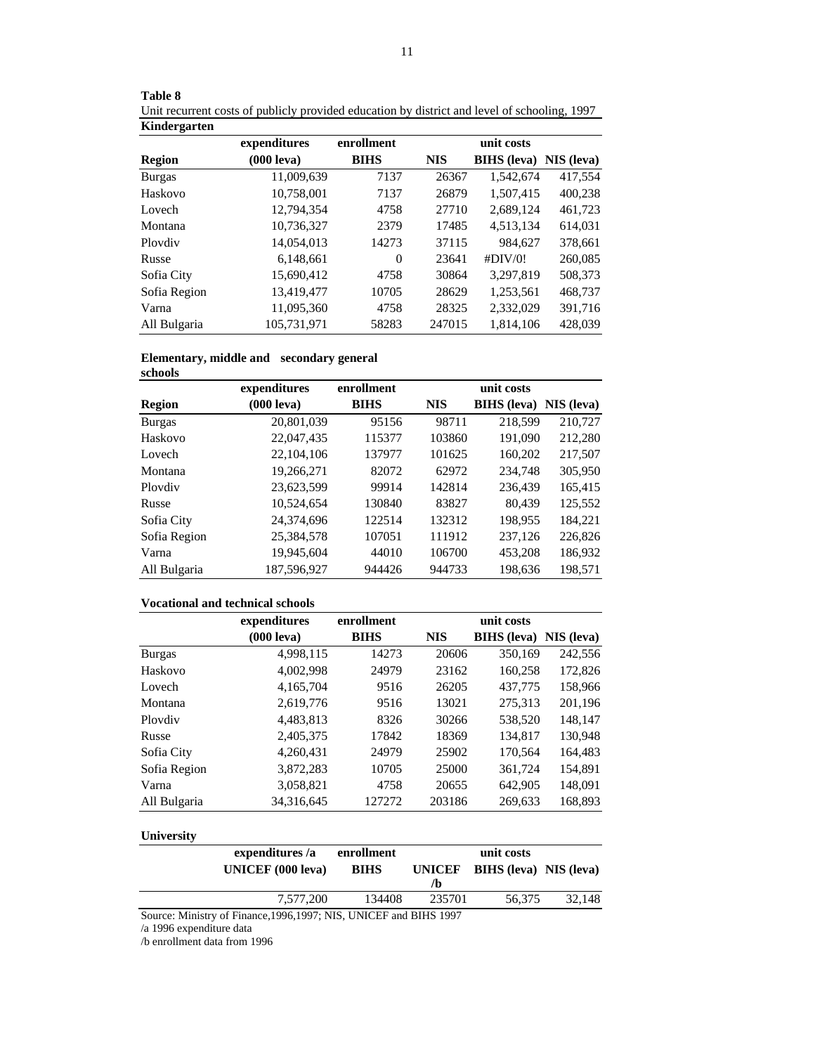**Table 8**

Unit recurrent costs of publicly provided education by district and level of schooling, 1997

**Kindergarten**

| | expenditures | enrollment | | unit costs | |
|---|---|---|---|---|---|
| **Region** | **(000 leva)** | **BIHS** | **NIS** | **BIHS (leva)** | **NIS (leva)** |
| Burgas | 11,009,639 | 7137 | 26367 | 1,542,674 | 417,554 |
| Haskovo | 10,758,001 | 7137 | 26879 | 1,507,415 | 400,238 |
| Lovech | 12,794,354 | 4758 | 27710 | 2,689,124 | 461,723 |
| Montana | 10,736,327 | 2379 | 17485 | 4,513,134 | 614,031 |
| Plovdiv | 14,054,013 | 14273 | 37115 | 984,627 | 378,661 |
| Russe | 6,148,661 | 0 | 23641 | #DIV/0! | 260,085 |
| Sofia City | 15,690,412 | 4758 | 30864 | 3,297,819 | 508,373 |
| Sofia Region | 13,419,477 | 10705 | 28629 | 1,253,561 | 468,737 |
| Varna | 11,095,360 | 4758 | 28325 | 2,332,029 | 391,716 |
| All Bulgaria | 105,731,971 | 58283 | 247015 | 1,814,106 | 428,039 |

**Elementary, middle and secondary general schools**

| | expenditures | enrollment | | unit costs | |
|---|---|---|---|---|---|
| **Region** | **(000 leva)** | **BIHS** | **NIS** | **BIHS (leva)** | **NIS (leva)** |
| Burgas | 20,801,039 | 95156 | 98711 | 218,599 | 210,727 |
| Haskovo | 22,047,435 | 115377 | 103860 | 191,090 | 212,280 |
| Lovech | 22,104,106 | 137977 | 101625 | 160,202 | 217,507 |
| Montana | 19,266,271 | 82072 | 62972 | 234,748 | 305,950 |
| Plovdiv | 23,623,599 | 99914 | 142814 | 236,439 | 165,415 |
| Russe | 10,524,654 | 130840 | 83827 | 80,439 | 125,552 |
| Sofia City | 24,374,696 | 122514 | 132312 | 198,955 | 184,221 |
| Sofia Region | 25,384,578 | 107051 | 111912 | 237,126 | 226,826 |
| Varna | 19,945,604 | 44010 | 106700 | 453,208 | 186,932 |
| All Bulgaria | 187,596,927 | 944426 | 944733 | 198,636 | 198,571 |

**Vocational and technical schools**

| | expenditures | enrollment | | unit costs | |
|---|---|---|---|---|---|
| | **(000 leva)** | **BIHS** | **NIS** | **BIHS (leva)** | **NIS (leva)** |
| Burgas | 4,998,115 | 14273 | 20606 | 350,169 | 242,556 |
| Haskovo | 4,002,998 | 24979 | 23162 | 160,258 | 172,826 |
| Lovech | 4,165,704 | 9516 | 26205 | 437,775 | 158,966 |
| Montana | 2,619,776 | 9516 | 13021 | 275,313 | 201,196 |
| Plovdiv | 4,483,813 | 8326 | 30266 | 538,520 | 148,147 |
| Russe | 2,405,375 | 17842 | 18369 | 134,817 | 130,948 |
| Sofia City | 4,260,431 | 24979 | 25902 | 170,564 | 164,483 |
| Sofia Region | 3,872,283 | 10705 | 25000 | 361,724 | 154,891 |
| Varna | 3,058,821 | 4758 | 20655 | 642,905 | 148,091 |
| All Bulgaria | 34,316,645 | 127272 | 203186 | 269,633 | 168,893 |

**University**

| | expenditures /a | enrollment | | unit costs | |
|---|---|---|---|---|---|
| | **UNICEF (000 leva)** | **BIHS** | **UNICEF /b** | **BIHS (leva)** | **NIS (leva)** |
| | 7,577,200 | 134408 | 235701 | 56,375 | 32,148 |

Source: Ministry of Finance,1996,1997; NIS, UNICEF and BIHS 1997

/a 1996 expenditure data

/b enrollment data from 1996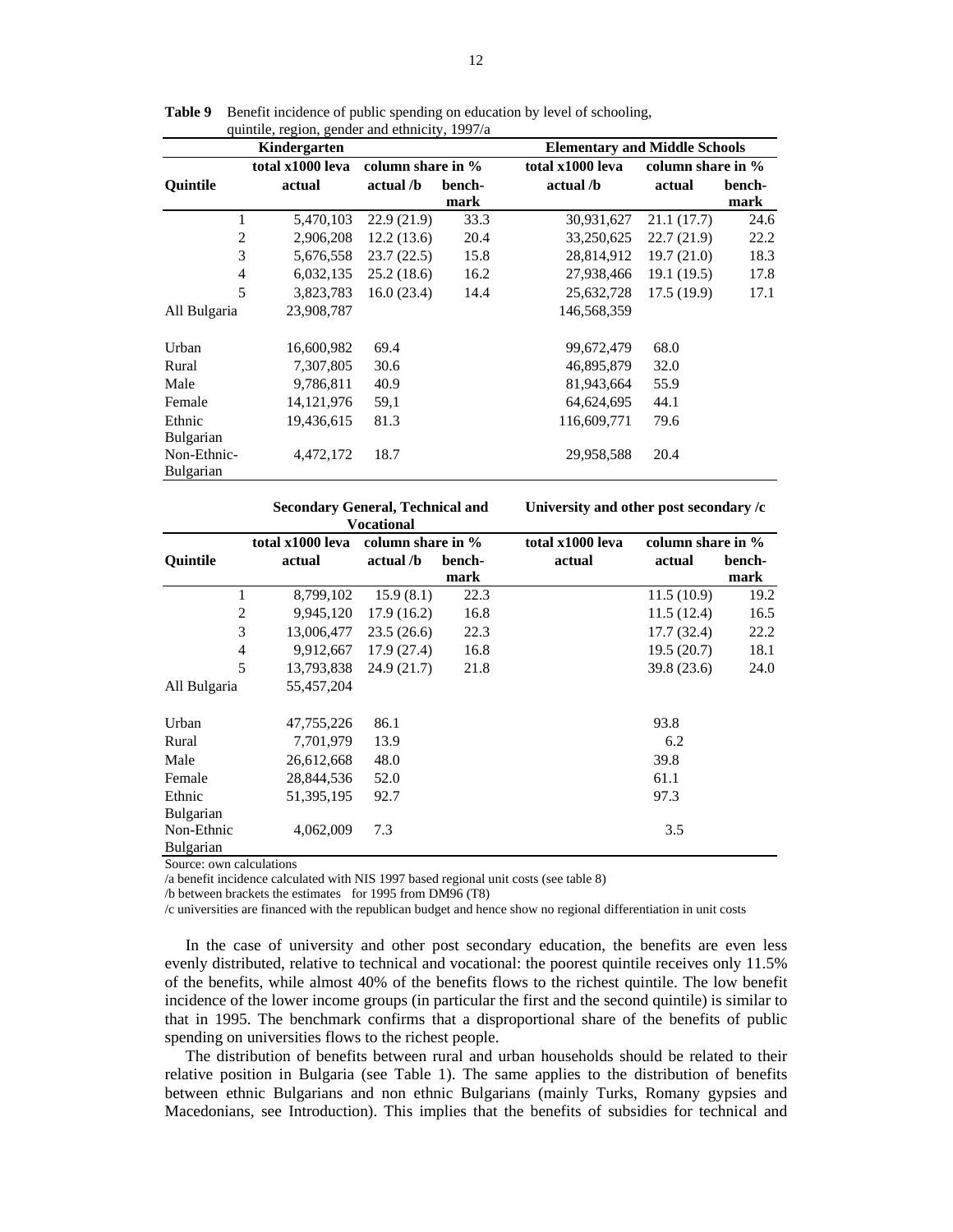**Table 9** Benefit incidence of public spending on education by level of schooling, quintile, region, gender and ethnicity, 1997/a

| | Kindergarten | | | Elementary and Middle Schools | | |
|---|---|---|---|---|---|---|
| | total x1000 leva | column share in % | | total x1000 leva | column share in % | |
| Quintile | actual | actual /b | bench-mark | actual /b | actual | bench-mark |
| 1 | 5,470,103 | 22.9 (21.9) | 33.3 | 30,931,627 | 21.1 (17.7) | 24.6 |
| 2 | 2,906,208 | 12.2 (13.6) | 20.4 | 33,250,625 | 22.7 (21.9) | 22.2 |
| 3 | 5,676,558 | 23.7 (22.5) | 15.8 | 28,814,912 | 19.7 (21.0) | 18.3 |
| 4 | 6,032,135 | 25.2 (18.6) | 16.2 | 27,938,466 | 19.1 (19.5) | 17.8 |
| 5 | 3,823,783 | 16.0 (23.4) | 14.4 | 25,632,728 | 17.5 (19.9) | 17.1 |
| All Bulgaria | 23,908,787 | | | 146,568,359 | | |
| Urban | 16,600,982 | 69.4 | | 99,672,479 | 68.0 | |
| Rural | 7,307,805 | 30.6 | | 46,895,879 | 32.0 | |
| Male | 9,786,811 | 40.9 | | 81,943,664 | 55.9 | |
| Female | 14,121,976 | 59,1 | | 64,624,695 | 44.1 | |
| Ethnic Bulgarian | 19,436,615 | 81.3 | | 116,609,771 | 79.6 | |
| Non-Ethnic-Bulgarian | 4,472,172 | 18.7 | | 29,958,588 | 20.4 | |

| | Secondary General, Technical and Vocational | | | University and other post secondary /c | | |
|---|---|---|---|---|---|---|
| | total x1000 leva | column share in % | | total x1000 leva | column share in % | |
| Quintile | actual | actual /b | bench-mark | actual | actual | bench-mark |
| 1 | 8,799,102 | 15.9 (8.1) | 22.3 | | 11.5 (10.9) | 19.2 |
| 2 | 9,945,120 | 17.9 (16.2) | 16.8 | | 11.5 (12.4) | 16.5 |
| 3 | 13,006,477 | 23.5 (26.6) | 22.3 | | 17.7 (32.4) | 22.2 |
| 4 | 9,912,667 | 17.9 (27.4) | 16.8 | | 19.5 (20.7) | 18.1 |
| 5 | 13,793,838 | 24.9 (21.7) | 21.8 | | 39.8 (23.6) | 24.0 |
| All Bulgaria | 55,457,204 | | | | | |
| Urban | 47,755,226 | 86.1 | | | 93.8 | |
| Rural | 7,701,979 | 13.9 | | | 6.2 | |
| Male | 26,612,668 | 48.0 | | | 39.8 | |
| Female | 28,844,536 | 52.0 | | | 61.1 | |
| Ethnic Bulgarian | 51,395,195 | 92.7 | | | 97.3 | |
| Non-Ethnic Bulgarian | 4,062,009 | 7.3 | | | 3.5 | |

Source: own calculations

/a benefit incidence calculated with NIS 1997 based regional unit costs (see table 8)

/b between brackets the estimates for 1995 from DM96 (T8)

/c universities are financed with the republican budget and hence show no regional differentiation in unit costs

In the case of university and other post secondary education, the benefits are even less evenly distributed, relative to technical and vocational: the poorest quintile receives only 11.5% of the benefits, while almost 40% of the benefits flows to the richest quintile. The low benefit incidence of the lower income groups (in particular the first and the second quintile) is similar to that in 1995. The benchmark confirms that a disproportional share of the benefits of public spending on universities flows to the richest people.

The distribution of benefits between rural and urban households should be related to their relative position in Bulgaria (see Table 1). The same applies to the distribution of benefits between ethnic Bulgarians and non ethnic Bulgarians (mainly Turks, Romany gypsies and Macedonians, see Introduction). This implies that the benefits of subsidies for technical and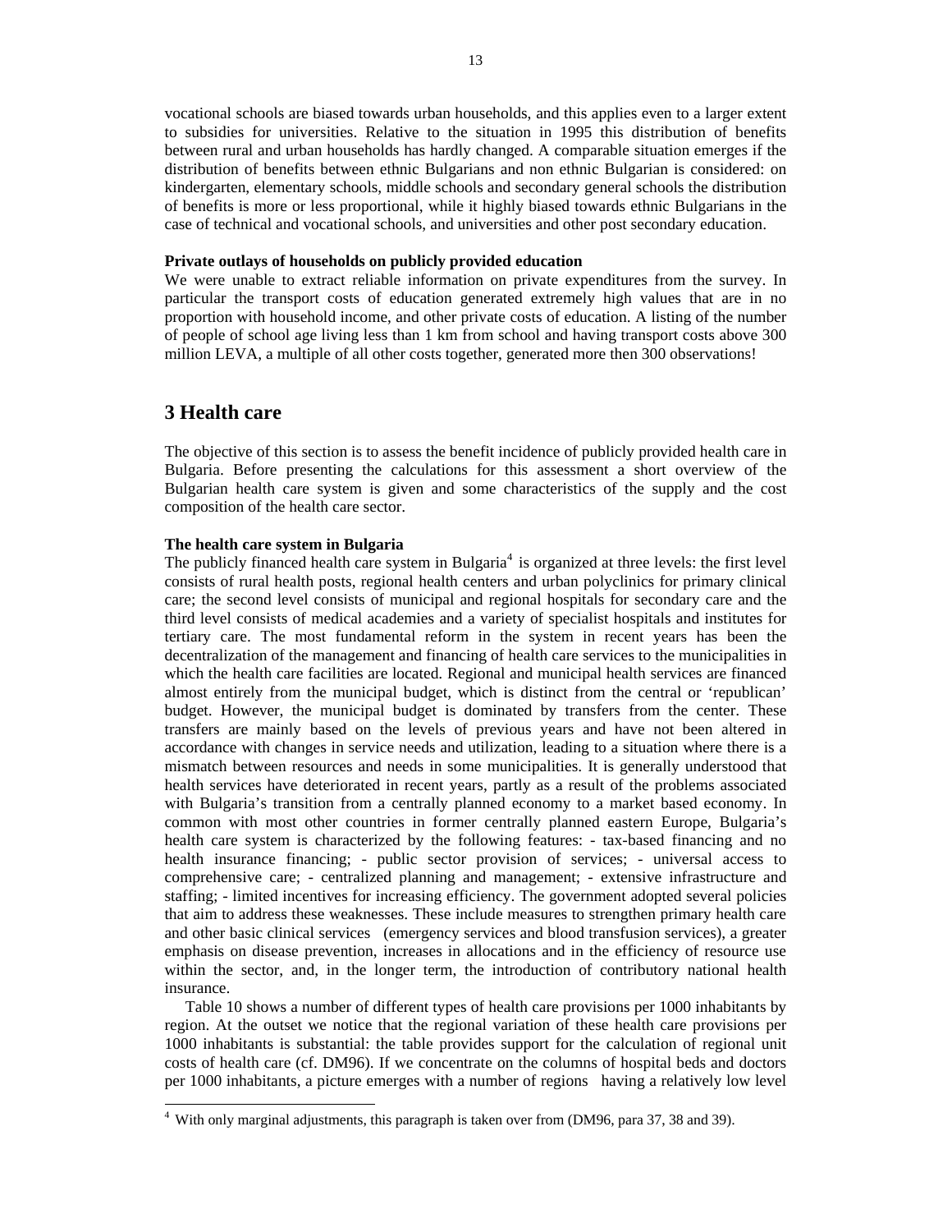vocational schools are biased towards urban households, and this applies even to a larger extent to subsidies for universities. Relative to the situation in 1995 this distribution of benefits between rural and urban households has hardly changed. A comparable situation emerges if the distribution of benefits between ethnic Bulgarians and non ethnic Bulgarian is considered: on kindergarten, elementary schools, middle schools and secondary general schools the distribution of benefits is more or less proportional, while it highly biased towards ethnic Bulgarians in the case of technical and vocational schools, and universities and other post secondary education.

**Private outlays of households on publicly provided education**

We were unable to extract reliable information on private expenditures from the survey. In particular the transport costs of education generated extremely high values that are in no proportion with household income, and other private costs of education. A listing of the number of people of school age living less than 1 km from school and having transport costs above 300 million LEVA, a multiple of all other costs together, generated more then 300 observations!

## 3 Health care

The objective of this section is to assess the benefit incidence of publicly provided health care in Bulgaria. Before presenting the calculations for this assessment a short overview of the Bulgarian health care system is given and some characteristics of the supply and the cost composition of the health care sector.

**The health care system in Bulgaria**

The publicly financed health care system in Bulgaria[4] is organized at three levels: the first level consists of rural health posts, regional health centers and urban polyclinics for primary clinical care; the second level consists of municipal and regional hospitals for secondary care and the third level consists of medical academies and a variety of specialist hospitals and institutes for tertiary care. The most fundamental reform in the system in recent years has been the decentralization of the management and financing of health care services to the municipalities in which the health care facilities are located. Regional and municipal health services are financed almost entirely from the municipal budget, which is distinct from the central or 'republican' budget. However, the municipal budget is dominated by transfers from the center. These transfers are mainly based on the levels of previous years and have not been altered in accordance with changes in service needs and utilization, leading to a situation where there is a mismatch between resources and needs in some municipalities. It is generally understood that health services have deteriorated in recent years, partly as a result of the problems associated with Bulgaria's transition from a centrally planned economy to a market based economy. In common with most other countries in former centrally planned eastern Europe, Bulgaria's health care system is characterized by the following features: - tax-based financing and no health insurance financing; - public sector provision of services; - universal access to comprehensive care; - centralized planning and management; - extensive infrastructure and staffing; - limited incentives for increasing efficiency. The government adopted several policies that aim to address these weaknesses. These include measures to strengthen primary health care and other basic clinical services (emergency services and blood transfusion services), a greater emphasis on disease prevention, increases in allocations and in the efficiency of resource use within the sector, and, in the longer term, the introduction of contributory national health insurance.

Table 10 shows a number of different types of health care provisions per 1000 inhabitants by region. At the outset we notice that the regional variation of these health care provisions per 1000 inhabitants is substantial: the table provides support for the calculation of regional unit costs of health care (cf. DM96). If we concentrate on the columns of hospital beds and doctors per 1000 inhabitants, a picture emerges with a number of regions having a relatively low level

[4] With only marginal adjustments, this paragraph is taken over from (DM96, para 37, 38 and 39).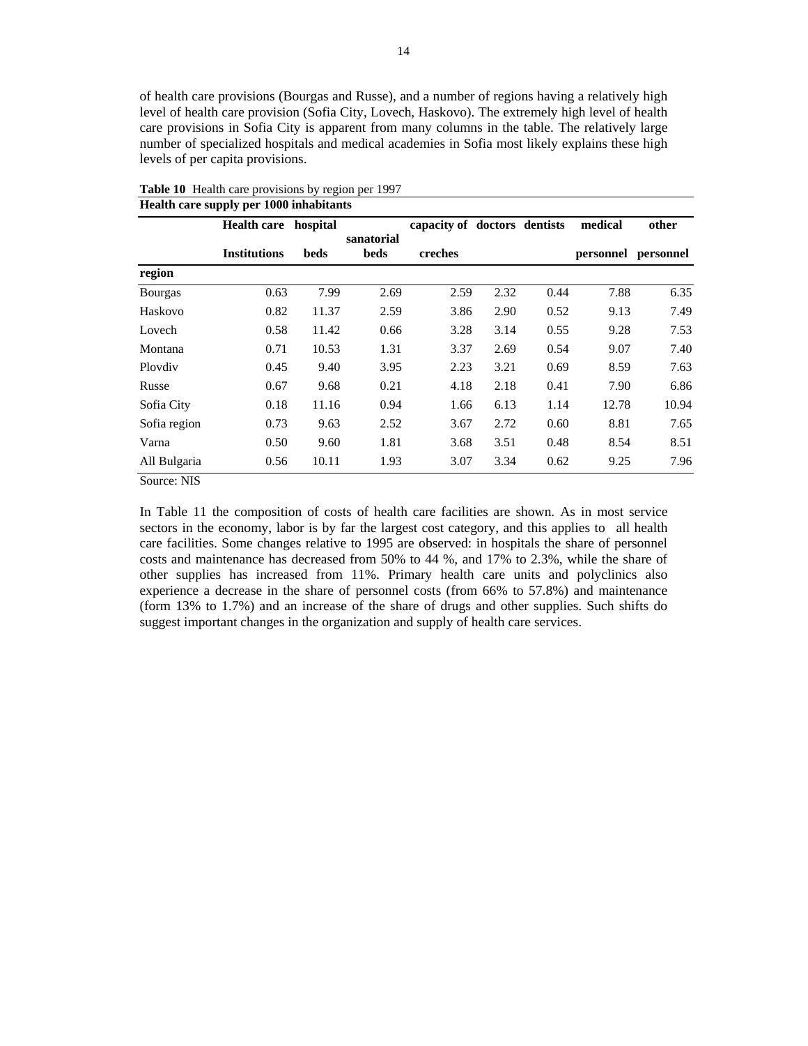of health care provisions (Bourgas and Russe), and a number of regions having a relatively high level of health care provision (Sofia City, Lovech, Haskovo). The extremely high level of health care provisions in Sofia City is apparent from many columns in the table. The relatively large number of specialized hospitals and medical academies in Sofia most likely explains these high levels of per capita provisions.

**Table 10** Health care provisions by region per 1997

**Health care supply per 1000 inhabitants**

| region | Health care Institutions | hospital beds | sanatorial beds | capacity of creches | doctors | dentists | medical personnel | other personnel |
|---|---|---|---|---|---|---|---|---|
| Bourgas | 0.63 | 7.99 | 2.69 | 2.59 | 2.32 | 0.44 | 7.88 | 6.35 |
| Haskovo | 0.82 | 11.37 | 2.59 | 3.86 | 2.90 | 0.52 | 9.13 | 7.49 |
| Lovech | 0.58 | 11.42 | 0.66 | 3.28 | 3.14 | 0.55 | 9.28 | 7.53 |
| Montana | 0.71 | 10.53 | 1.31 | 3.37 | 2.69 | 0.54 | 9.07 | 7.40 |
| Plovdiv | 0.45 | 9.40 | 3.95 | 2.23 | 3.21 | 0.69 | 8.59 | 7.63 |
| Russe | 0.67 | 9.68 | 0.21 | 4.18 | 2.18 | 0.41 | 7.90 | 6.86 |
| Sofia City | 0.18 | 11.16 | 0.94 | 1.66 | 6.13 | 1.14 | 12.78 | 10.94 |
| Sofia region | 0.73 | 9.63 | 2.52 | 3.67 | 2.72 | 0.60 | 8.81 | 7.65 |
| Varna | 0.50 | 9.60 | 1.81 | 3.68 | 3.51 | 0.48 | 8.54 | 8.51 |
| All Bulgaria | 0.56 | 10.11 | 1.93 | 3.07 | 3.34 | 0.62 | 9.25 | 7.96 |

Source: NIS

In Table 11 the composition of costs of health care facilities are shown. As in most service sectors in the economy, labor is by far the largest cost category, and this applies to all health care facilities. Some changes relative to 1995 are observed: in hospitals the share of personnel costs and maintenance has decreased from 50% to 44 %, and 17% to 2.3%, while the share of other supplies has increased from 11%. Primary health care units and polyclinics also experience a decrease in the share of personnel costs (from 66% to 57.8%) and maintenance (form 13% to 1.7%) and an increase of the share of drugs and other supplies. Such shifts do suggest important changes in the organization and supply of health care services.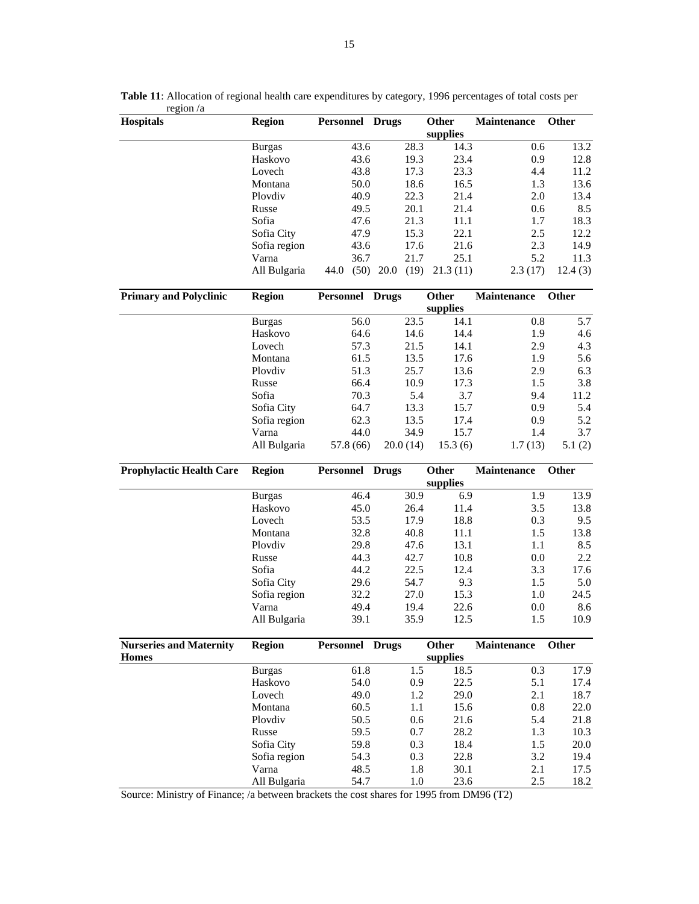**Table 11**: Allocation of regional health care expenditures by category, 1996 percentages of total costs per region /a

| Hospitals | Region | Personnel | Drugs | Other supplies | Maintenance | Other |
|---|---|---|---|---|---|---|
| | Burgas | 43.6 | 28.3 | 14.3 | 0.6 | 13.2 |
| | Haskovo | 43.6 | 19.3 | 23.4 | 0.9 | 12.8 |
| | Lovech | 43.8 | 17.3 | 23.3 | 4.4 | 11.2 |
| | Montana | 50.0 | 18.6 | 16.5 | 1.3 | 13.6 |
| | Plovdiv | 40.9 | 22.3 | 21.4 | 2.0 | 13.4 |
| | Russe | 49.5 | 20.1 | 21.4 | 0.6 | 8.5 |
| | Sofia | 47.6 | 21.3 | 11.1 | 1.7 | 18.3 |
| | Sofia City | 47.9 | 15.3 | 22.1 | 2.5 | 12.2 |
| | Sofia region | 43.6 | 17.6 | 21.6 | 2.3 | 14.9 |
| | Varna | 36.7 | 21.7 | 25.1 | 5.2 | 11.3 |
| | All Bulgaria | 44.0 (50) | 20.0 (19) | 21.3 (11) | 2.3 (17) | 12.4 (3) |

| Primary and Polyclinic | Region | Personnel | Drugs | Other supplies | Maintenance | Other |
|---|---|---|---|---|---|---|
| | Burgas | 56.0 | 23.5 | 14.1 | 0.8 | 5.7 |
| | Haskovo | 64.6 | 14.6 | 14.4 | 1.9 | 4.6 |
| | Lovech | 57.3 | 21.5 | 14.1 | 2.9 | 4.3 |
| | Montana | 61.5 | 13.5 | 17.6 | 1.9 | 5.6 |
| | Plovdiv | 51.3 | 25.7 | 13.6 | 2.9 | 6.3 |
| | Russe | 66.4 | 10.9 | 17.3 | 1.5 | 3.8 |
| | Sofia | 70.3 | 5.4 | 3.7 | 9.4 | 11.2 |
| | Sofia City | 64.7 | 13.3 | 15.7 | 0.9 | 5.4 |
| | Sofia region | 62.3 | 13.5 | 17.4 | 0.9 | 5.2 |
| | Varna | 44.0 | 34.9 | 15.7 | 1.4 | 3.7 |
| | All Bulgaria | 57.8 (66) | 20.0 (14) | 15.3 (6) | 1.7 (13) | 5.1 (2) |

| Prophylactic Health Care | Region | Personnel | Drugs | Other supplies | Maintenance | Other |
|---|---|---|---|---|---|---|
| | Burgas | 46.4 | 30.9 | 6.9 | 1.9 | 13.9 |
| | Haskovo | 45.0 | 26.4 | 11.4 | 3.5 | 13.8 |
| | Lovech | 53.5 | 17.9 | 18.8 | 0.3 | 9.5 |
| | Montana | 32.8 | 40.8 | 11.1 | 1.5 | 13.8 |
| | Plovdiv | 29.8 | 47.6 | 13.1 | 1.1 | 8.5 |
| | Russe | 44.3 | 42.7 | 10.8 | 0.0 | 2.2 |
| | Sofia | 44.2 | 22.5 | 12.4 | 3.3 | 17.6 |
| | Sofia City | 29.6 | 54.7 | 9.3 | 1.5 | 5.0 |
| | Sofia region | 32.2 | 27.0 | 15.3 | 1.0 | 24.5 |
| | Varna | 49.4 | 19.4 | 22.6 | 0.0 | 8.6 |
| | All Bulgaria | 39.1 | 35.9 | 12.5 | 1.5 | 10.9 |

| Nurseries and Maternity Homes | Region | Personnel | Drugs | Other supplies | Maintenance | Other |
|---|---|---|---|---|---|---|
| | Burgas | 61.8 | 1.5 | 18.5 | 0.3 | 17.9 |
| | Haskovo | 54.0 | 0.9 | 22.5 | 5.1 | 17.4 |
| | Lovech | 49.0 | 1.2 | 29.0 | 2.1 | 18.7 |
| | Montana | 60.5 | 1.1 | 15.6 | 0.8 | 22.0 |
| | Plovdiv | 50.5 | 0.6 | 21.6 | 5.4 | 21.8 |
| | Russe | 59.5 | 0.7 | 28.2 | 1.3 | 10.3 |
| | Sofia City | 59.8 | 0.3 | 18.4 | 1.5 | 20.0 |
| | Sofia region | 54.3 | 0.3 | 22.8 | 3.2 | 19.4 |
| | Varna | 48.5 | 1.8 | 30.1 | 2.1 | 17.5 |
| | All Bulgaria | 54.7 | 1.0 | 23.6 | 2.5 | 18.2 |

Source: Ministry of Finance; /a between brackets the cost shares for 1995 from DM96 (T2)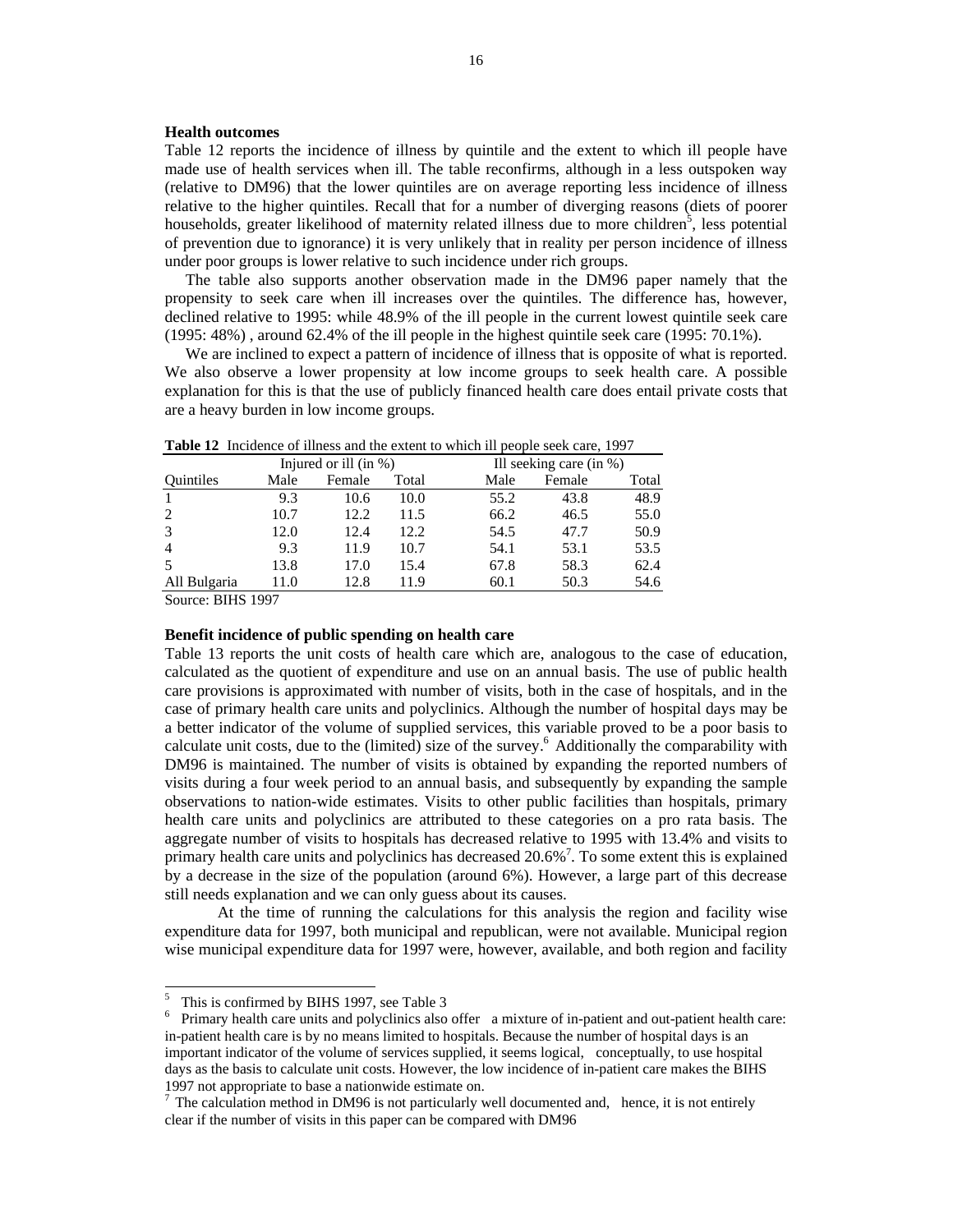**Health outcomes**

Table 12 reports the incidence of illness by quintile and the extent to which ill people have made use of health services when ill. The table reconfirms, although in a less outspoken way (relative to DM96) that the lower quintiles are on average reporting less incidence of illness relative to the higher quintiles. Recall that for a number of diverging reasons (diets of poorer households, greater likelihood of maternity related illness due to more children[5], less potential of prevention due to ignorance) it is very unlikely that in reality per person incidence of illness under poor groups is lower relative to such incidence under rich groups.

The table also supports another observation made in the DM96 paper namely that the propensity to seek care when ill increases over the quintiles. The difference has, however, declined relative to 1995: while 48.9% of the ill people in the current lowest quintile seek care (1995: 48%) , around 62.4% of the ill people in the highest quintile seek care (1995: 70.1%).

We are inclined to expect a pattern of incidence of illness that is opposite of what is reported. We also observe a lower propensity at low income groups to seek health care. A possible explanation for this is that the use of publicly financed health care does entail private costs that are a heavy burden in low income groups.

**Table 12** Incidence of illness and the extent to which ill people seek care, 1997

| | Injured or ill (in %) | | | Ill seeking care (in %) | | |
|---|---|---|---|---|---|---|
| Quintiles | Male | Female | Total | Male | Female | Total |
| 1 | 9.3 | 10.6 | 10.0 | 55.2 | 43.8 | 48.9 |
| 2 | 10.7 | 12.2 | 11.5 | 66.2 | 46.5 | 55.0 |
| 3 | 12.0 | 12.4 | 12.2 | 54.5 | 47.7 | 50.9 |
| 4 | 9.3 | 11.9 | 10.7 | 54.1 | 53.1 | 53.5 |
| 5 | 13.8 | 17.0 | 15.4 | 67.8 | 58.3 | 62.4 |
| All Bulgaria | 11.0 | 12.8 | 11.9 | 60.1 | 50.3 | 54.6 |

Source: BIHS 1997

**Benefit incidence of public spending on health care**

Table 13 reports the unit costs of health care which are, analogous to the case of education, calculated as the quotient of expenditure and use on an annual basis. The use of public health care provisions is approximated with number of visits, both in the case of hospitals, and in the case of primary health care units and polyclinics. Although the number of hospital days may be a better indicator of the volume of supplied services, this variable proved to be a poor basis to calculate unit costs, due to the (limited) size of the survey.[6] Additionally the comparability with DM96 is maintained. The number of visits is obtained by expanding the reported numbers of visits during a four week period to an annual basis, and subsequently by expanding the sample observations to nation-wide estimates. Visits to other public facilities than hospitals, primary health care units and polyclinics are attributed to these categories on a pro rata basis. The aggregate number of visits to hospitals has decreased relative to 1995 with 13.4% and visits to primary health care units and polyclinics has decreased 20.6%[7]. To some extent this is explained by a decrease in the size of the population (around 6%). However, a large part of this decrease still needs explanation and we can only guess about its causes.

At the time of running the calculations for this analysis the region and facility wise expenditure data for 1997, both municipal and republican, were not available. Municipal region wise municipal expenditure data for 1997 were, however, available, and both region and facility

---

[5] This is confirmed by BIHS 1997, see Table 3

[6] Primary health care units and polyclinics also offer a mixture of in-patient and out-patient health care: in-patient health care is by no means limited to hospitals. Because the number of hospital days is an important indicator of the volume of services supplied, it seems logical, conceptually, to use hospital days as the basis to calculate unit costs. However, the low incidence of in-patient care makes the BIHS 1997 not appropriate to base a nationwide estimate on.

[7] The calculation method in DM96 is not particularly well documented and, hence, it is not entirely clear if the number of visits in this paper can be compared with DM96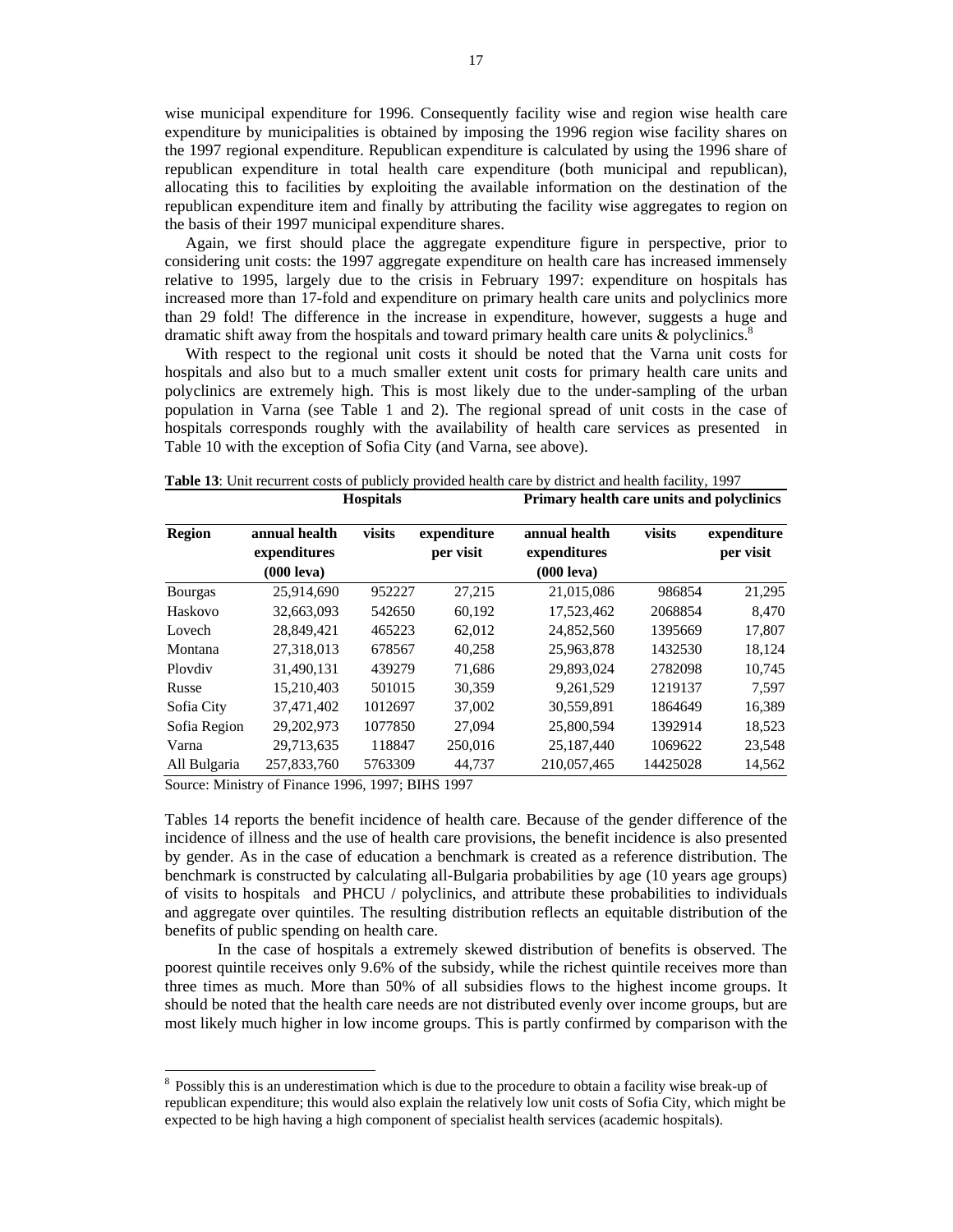wise municipal expenditure for 1996. Consequently facility wise and region wise health care expenditure by municipalities is obtained by imposing the 1996 region wise facility shares on the 1997 regional expenditure. Republican expenditure is calculated by using the 1996 share of republican expenditure in total health care expenditure (both municipal and republican), allocating this to facilities by exploiting the available information on the destination of the republican expenditure item and finally by attributing the facility wise aggregates to region on the basis of their 1997 municipal expenditure shares.

Again, we first should place the aggregate expenditure figure in perspective, prior to considering unit costs: the 1997 aggregate expenditure on health care has increased immensely relative to 1995, largely due to the crisis in February 1997: expenditure on hospitals has increased more than 17-fold and expenditure on primary health care units and polyclinics more than 29 fold! The difference in the increase in expenditure, however, suggests a huge and dramatic shift away from the hospitals and toward primary health care units & polyclinics.[8]

With respect to the regional unit costs it should be noted that the Varna unit costs for hospitals and also but to a much smaller extent unit costs for primary health care units and polyclinics are extremely high. This is most likely due to the under-sampling of the urban population in Varna (see Table 1 and 2). The regional spread of unit costs in the case of hospitals corresponds roughly with the availability of health care services as presented in Table 10 with the exception of Sofia City (and Varna, see above).

**Table 13**: Unit recurrent costs of publicly provided health care by district and health facility, 1997

| | **Hospitals** | | | **Primary health care units and polyclinics** | | |
|---|---|---|---|---|---|---|
| **Region** | **annual health expenditures (000 leva)** | **visits** | **expenditure per visit** | **annual health expenditures (000 leva)** | **visits** | **expenditure per visit** |
| Bourgas | 25,914,690 | 952227 | 27,215 | 21,015,086 | 986854 | 21,295 |
| Haskovo | 32,663,093 | 542650 | 60,192 | 17,523,462 | 2068854 | 8,470 |
| Lovech | 28,849,421 | 465223 | 62,012 | 24,852,560 | 1395669 | 17,807 |
| Montana | 27,318,013 | 678567 | 40,258 | 25,963,878 | 1432530 | 18,124 |
| Plovdiv | 31,490,131 | 439279 | 71,686 | 29,893,024 | 2782098 | 10,745 |
| Russe | 15,210,403 | 501015 | 30,359 | 9,261,529 | 1219137 | 7,597 |
| Sofia City | 37,471,402 | 1012697 | 37,002 | 30,559,891 | 1864649 | 16,389 |
| Sofia Region | 29,202,973 | 1077850 | 27,094 | 25,800,594 | 1392914 | 18,523 |
| Varna | 29,713,635 | 118847 | 250,016 | 25,187,440 | 1069622 | 23,548 |
| All Bulgaria | 257,833,760 | 5763309 | 44,737 | 210,057,465 | 14425028 | 14,562 |

Source: Ministry of Finance 1996, 1997; BIHS 1997

Tables 14 reports the benefit incidence of health care. Because of the gender difference of the incidence of illness and the use of health care provisions, the benefit incidence is also presented by gender. As in the case of education a benchmark is created as a reference distribution. The benchmark is constructed by calculating all-Bulgaria probabilities by age (10 years age groups) of visits to hospitals and PHCU / polyclinics, and attribute these probabilities to individuals and aggregate over quintiles. The resulting distribution reflects an equitable distribution of the benefits of public spending on health care.

In the case of hospitals a extremely skewed distribution of benefits is observed. The poorest quintile receives only 9.6% of the subsidy, while the richest quintile receives more than three times as much. More than 50% of all subsidies flows to the highest income groups. It should be noted that the health care needs are not distributed evenly over income groups, but are most likely much higher in low income groups. This is partly confirmed by comparison with the

[8] Possibly this is an underestimation which is due to the procedure to obtain a facility wise break-up of republican expenditure; this would also explain the relatively low unit costs of Sofia City, which might be expected to be high having a high component of specialist health services (academic hospitals).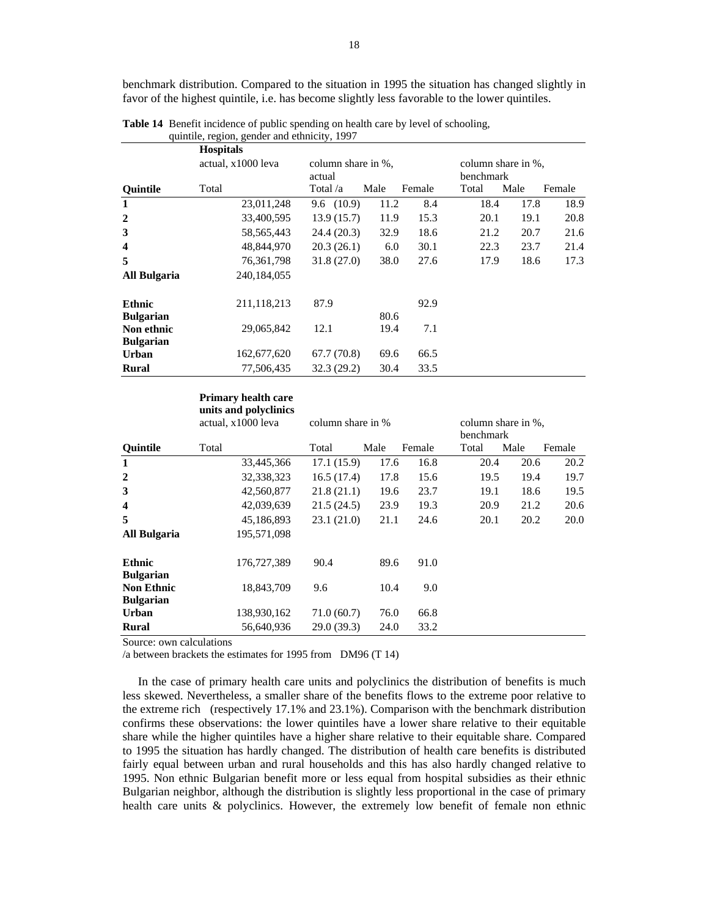benchmark distribution. Compared to the situation in 1995 the situation has changed slightly in favor of the highest quintile, i.e. has become slightly less favorable to the lower quintiles.

**Table 14** Benefit incidence of public spending on health care by level of schooling, quintile, region, gender and ethnicity, 1997

| | **Hospitals** | | | | | | |
|---|---|---|---|---|---|---|---|
| | actual, x1000 leva | column share in %, actual | | | column share in %, benchmark | | |
| **Quintile** | Total | Total /a | Male | Female | Total | Male | Female |
| **1** | 23,011,248 | 9.6 (10.9) | 11.2 | 8.4 | 18.4 | 17.8 | 18.9 |
| **2** | 33,400,595 | 13.9 (15.7) | 11.9 | 15.3 | 20.1 | 19.1 | 20.8 |
| **3** | 58,565,443 | 24.4 (20.3) | 32.9 | 18.6 | 21.2 | 20.7 | 21.6 |
| **4** | 48,844,970 | 20.3 (26.1) | 6.0 | 30.1 | 22.3 | 23.7 | 21.4 |
| **5** | 76,361,798 | 31.8 (27.0) | 38.0 | 27.6 | 17.9 | 18.6 | 17.3 |
| **All Bulgaria** | 240,184,055 | | | | | | |
| **Ethnic Bulgarian** | 211,118,213 | 87.9 | 80.6 | 92.9 | | | |
| **Non ethnic Bulgarian** | 29,065,842 | 12.1 | 19.4 | 7.1 | | | |
| **Urban** | 162,677,620 | 67.7 (70.8) | 69.6 | 66.5 | | | |
| **Rural** | 77,506,435 | 32.3 (29.2) | 30.4 | 33.5 | | | |

| | **Primary health care units and polyclinics** | | | | | | |
|---|---|---|---|---|---|---|---|
| | actual, x1000 leva | column share in % | | | column share in %, benchmark | | |
| **Quintile** | Total | Total | Male | Female | Total | Male | Female |
| **1** | 33,445,366 | 17.1 (15.9) | 17.6 | 16.8 | 20.4 | 20.6 | 20.2 |
| **2** | 32,338,323 | 16.5 (17.4) | 17.8 | 15.6 | 19.5 | 19.4 | 19.7 |
| **3** | 42,560,877 | 21.8 (21.1) | 19.6 | 23.7 | 19.1 | 18.6 | 19.5 |
| **4** | 42,039,639 | 21.5 (24.5) | 23.9 | 19.3 | 20.9 | 21.2 | 20.6 |
| **5** | 45,186,893 | 23.1 (21.0) | 21.1 | 24.6 | 20.1 | 20.2 | 20.0 |
| **All Bulgaria** | 195,571,098 | | | | | | |
| **Ethnic Bulgarian** | 176,727,389 | 90.4 | 89.6 | 91.0 | | | |
| **Non Ethnic Bulgarian** | 18,843,709 | 9.6 | 10.4 | 9.0 | | | |
| **Urban** | 138,930,162 | 71.0 (60.7) | 76.0 | 66.8 | | | |
| **Rural** | 56,640,936 | 29.0 (39.3) | 24.0 | 33.2 | | | |

Source: own calculations

/a between brackets the estimates for 1995 from DM96 (T 14)

In the case of primary health care units and polyclinics the distribution of benefits is much less skewed. Nevertheless, a smaller share of the benefits flows to the extreme poor relative to the extreme rich (respectively 17.1% and 23.1%). Comparison with the benchmark distribution confirms these observations: the lower quintiles have a lower share relative to their equitable share while the higher quintiles have a higher share relative to their equitable share. Compared to 1995 the situation has hardly changed. The distribution of health care benefits is distributed fairly equal between urban and rural households and this has also hardly changed relative to 1995. Non ethnic Bulgarian benefit more or less equal from hospital subsidies as their ethnic Bulgarian neighbor, although the distribution is slightly less proportional in the case of primary health care units & polyclinics. However, the extremely low benefit of female non ethnic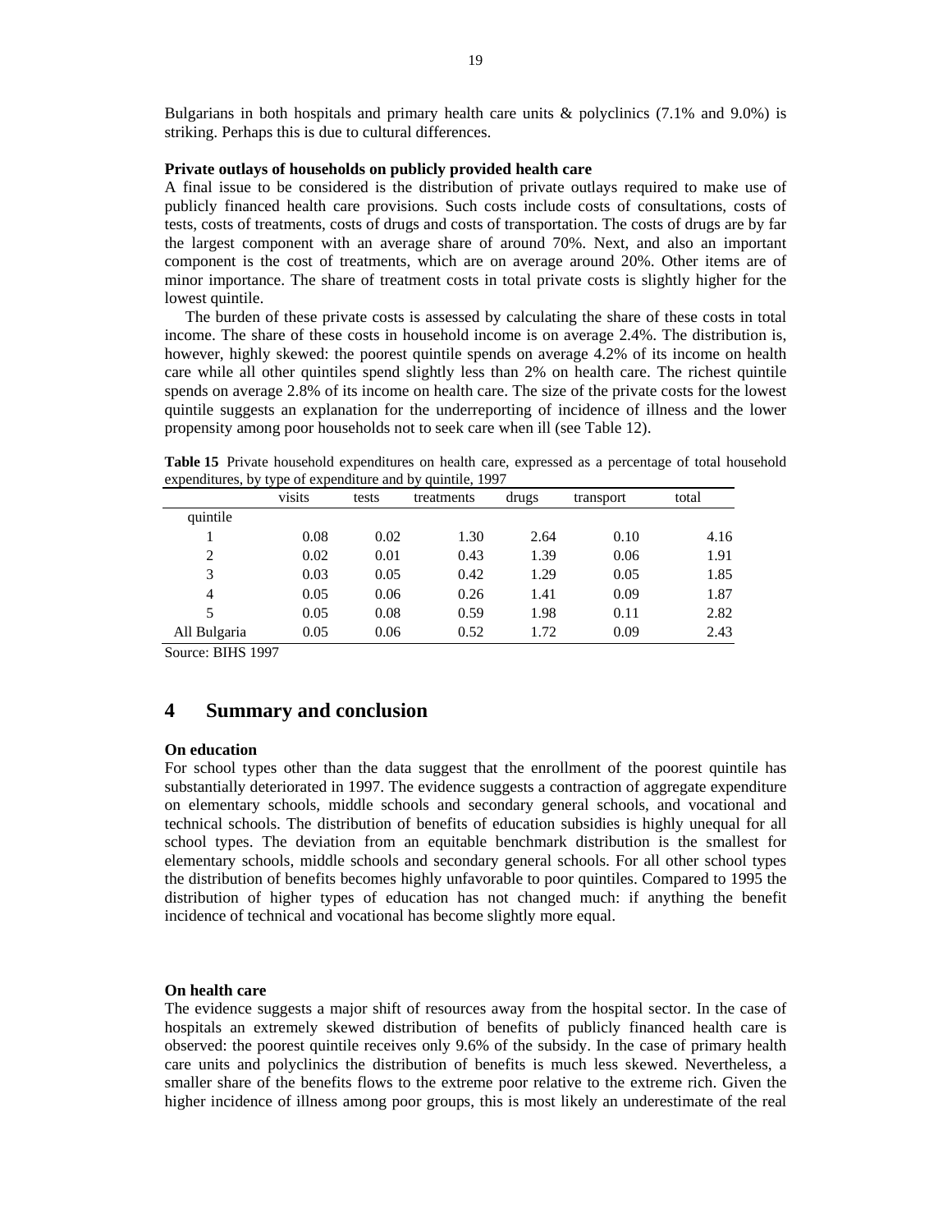Bulgarians in both hospitals and primary health care units & polyclinics (7.1% and 9.0%) is striking. Perhaps this is due to cultural differences.

**Private outlays of households on publicly provided health care**

A final issue to be considered is the distribution of private outlays required to make use of publicly financed health care provisions. Such costs include costs of consultations, costs of tests, costs of treatments, costs of drugs and costs of transportation. The costs of drugs are by far the largest component with an average share of around 70%. Next, and also an important component is the cost of treatments, which are on average around 20%. Other items are of minor importance. The share of treatment costs in total private costs is slightly higher for the lowest quintile.

The burden of these private costs is assessed by calculating the share of these costs in total income. The share of these costs in household income is on average 2.4%. The distribution is, however, highly skewed: the poorest quintile spends on average 4.2% of its income on health care while all other quintiles spend slightly less than 2% on health care. The richest quintile spends on average 2.8% of its income on health care. The size of the private costs for the lowest quintile suggests an explanation for the underreporting of incidence of illness and the lower propensity among poor households not to seek care when ill (see Table 12).

**Table 15** Private household expenditures on health care, expressed as a percentage of total household expenditures, by type of expenditure and by quintile, 1997

| | visits | tests | treatments | drugs | transport | total |
|---|---|---|---|---|---|---|
| quintile | | | | | | |
| 1 | 0.08 | 0.02 | 1.30 | 2.64 | 0.10 | 4.16 |
| 2 | 0.02 | 0.01 | 0.43 | 1.39 | 0.06 | 1.91 |
| 3 | 0.03 | 0.05 | 0.42 | 1.29 | 0.05 | 1.85 |
| 4 | 0.05 | 0.06 | 0.26 | 1.41 | 0.09 | 1.87 |
| 5 | 0.05 | 0.08 | 0.59 | 1.98 | 0.11 | 2.82 |
| All Bulgaria | 0.05 | 0.06 | 0.52 | 1.72 | 0.09 | 2.43 |

Source: BIHS 1997

# 4 Summary and conclusion

**On education**

For school types other than the data suggest that the enrollment of the poorest quintile has substantially deteriorated in 1997. The evidence suggests a contraction of aggregate expenditure on elementary schools, middle schools and secondary general schools, and vocational and technical schools. The distribution of benefits of education subsidies is highly unequal for all school types. The deviation from an equitable benchmark distribution is the smallest for elementary schools, middle schools and secondary general schools. For all other school types the distribution of benefits becomes highly unfavorable to poor quintiles. Compared to 1995 the distribution of higher types of education has not changed much: if anything the benefit incidence of technical and vocational has become slightly more equal.

**On health care**

The evidence suggests a major shift of resources away from the hospital sector. In the case of hospitals an extremely skewed distribution of benefits of publicly financed health care is observed: the poorest quintile receives only 9.6% of the subsidy. In the case of primary health care units and polyclinics the distribution of benefits is much less skewed. Nevertheless, a smaller share of the benefits flows to the extreme poor relative to the extreme rich. Given the higher incidence of illness among poor groups, this is most likely an underestimate of the real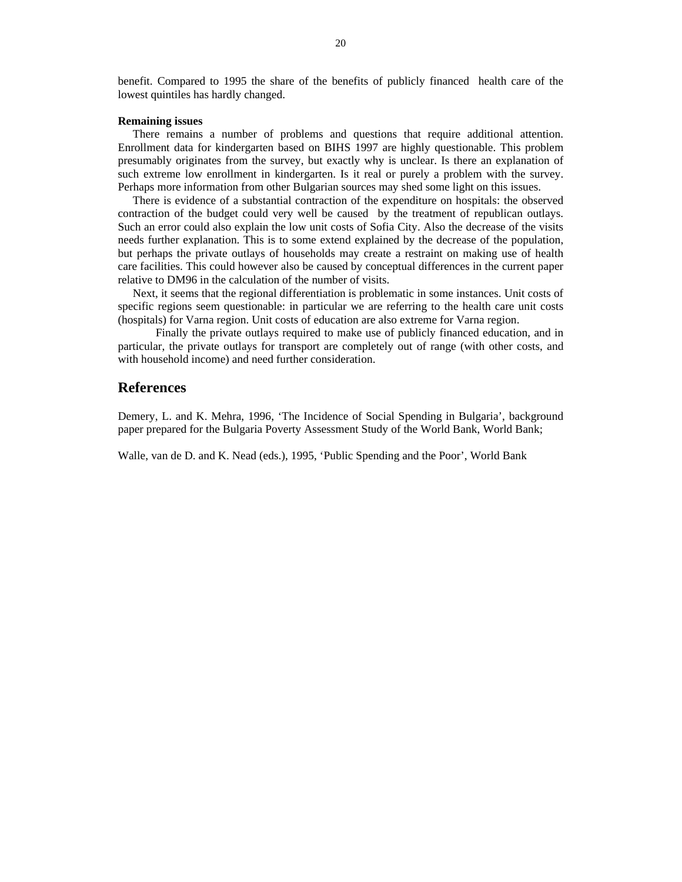benefit. Compared to 1995 the share of the benefits of publicly financed health care of the lowest quintiles has hardly changed.

**Remaining issues**

There remains a number of problems and questions that require additional attention. Enrollment data for kindergarten based on BIHS 1997 are highly questionable. This problem presumably originates from the survey, but exactly why is unclear. Is there an explanation of such extreme low enrollment in kindergarten. Is it real or purely a problem with the survey. Perhaps more information from other Bulgarian sources may shed some light on this issues.

There is evidence of a substantial contraction of the expenditure on hospitals: the observed contraction of the budget could very well be caused by the treatment of republican outlays. Such an error could also explain the low unit costs of Sofia City. Also the decrease of the visits needs further explanation. This is to some extend explained by the decrease of the population, but perhaps the private outlays of households may create a restraint on making use of health care facilities. This could however also be caused by conceptual differences in the current paper relative to DM96 in the calculation of the number of visits.

Next, it seems that the regional differentiation is problematic in some instances. Unit costs of specific regions seem questionable: in particular we are referring to the health care unit costs (hospitals) for Varna region. Unit costs of education are also extreme for Varna region.

Finally the private outlays required to make use of publicly financed education, and in particular, the private outlays for transport are completely out of range (with other costs, and with household income) and need further consideration.

## References

Demery, L. and K. Mehra, 1996, 'The Incidence of Social Spending in Bulgaria', background paper prepared for the Bulgaria Poverty Assessment Study of the World Bank, World Bank;

Walle, van de D. and K. Nead (eds.), 1995, 'Public Spending and the Poor', World Bank